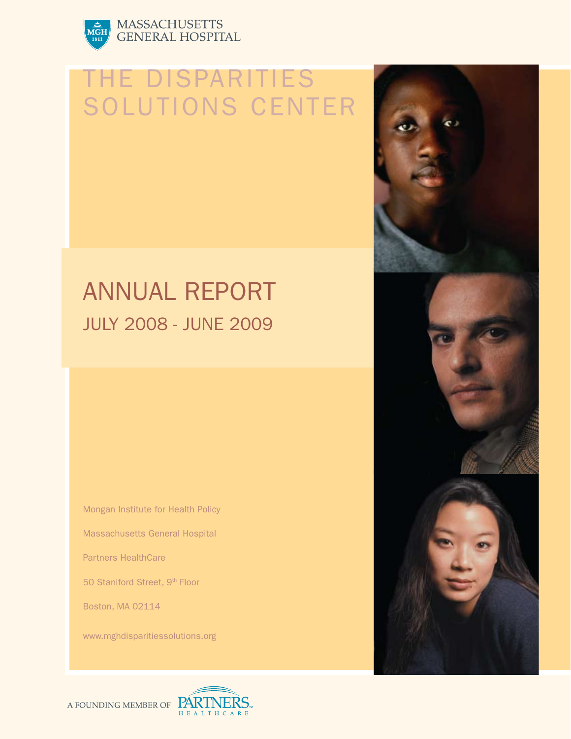MASSACHUSETTS GENERAL HOSPITAL

# THE DISPARITIES SOLUTIONS CENTER

## ANNUAL REPORT

### JULY 2008 - JUNE 2009

Mongan Institute for Health Policy

Massachusetts General Hospital

Partners HealthCare

50 Staniford Street, 9th Floor

Boston, MA 02114

www.mghdisparitiessolutions.org

A FOUNDING MEMBER OF PARTNERS HEALTHCARE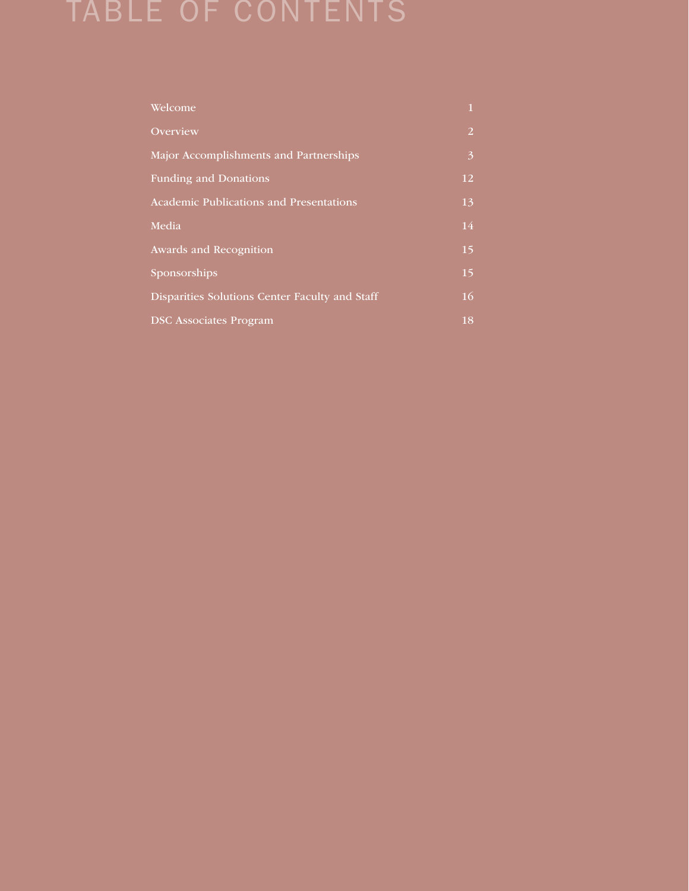# TABLE OF CONTENTS

| | |
|---|---|
| Welcome | 1 |
| Overview | 2 |
| Major Accomplishments and Partnerships | 3 |
| Funding and Donations | 12 |
| Academic Publications and Presentations | 13 |
| Media | 14 |
| Awards and Recognition | 15 |
| Sponsorships | 15 |
| Disparities Solutions Center Faculty and Staff | 16 |
| DSC Associates Program | 18 |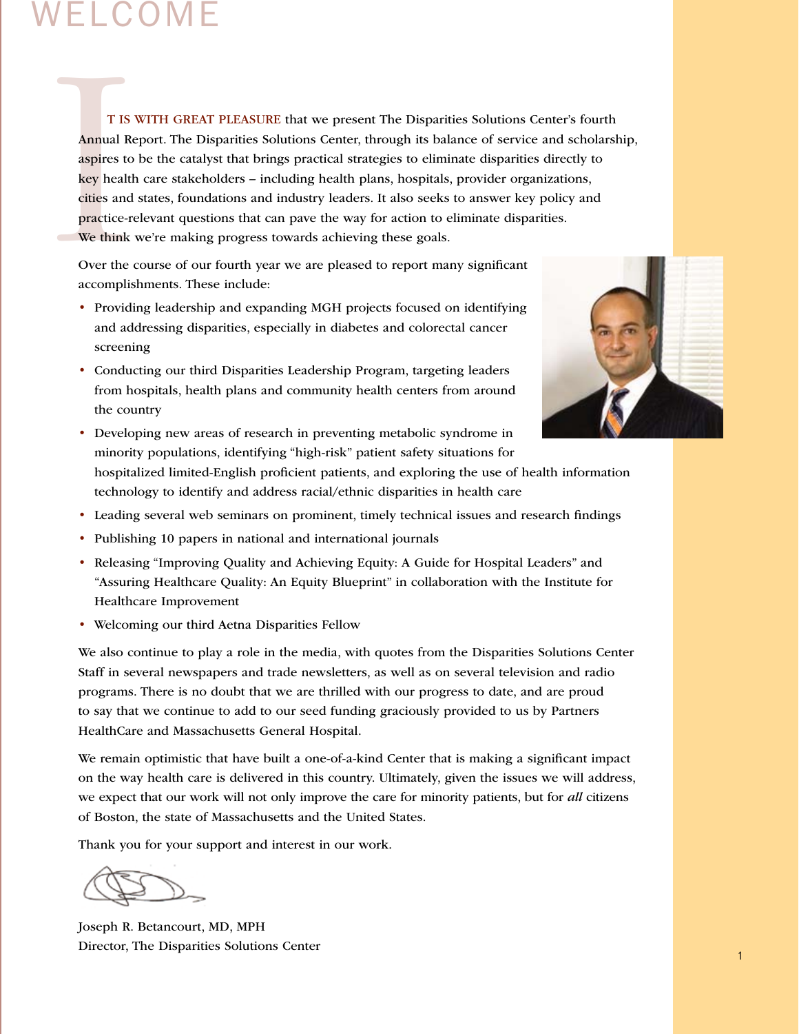# WELCOME

IT IS WITH GREAT PLEASURE that we present The Disparities Solutions Center's fourth Annual Report. The Disparities Solutions Center, through its balance of service and scholarship, aspires to be the catalyst that brings practical strategies to eliminate disparities directly to key health care stakeholders – including health plans, hospitals, provider organizations, cities and states, foundations and industry leaders. It also seeks to answer key policy and practice-relevant questions that can pave the way for action to eliminate disparities. We think we're making progress towards achieving these goals.

Over the course of our fourth year we are pleased to report many significant accomplishments. These include:

- Providing leadership and expanding MGH projects focused on identifying and addressing disparities, especially in diabetes and colorectal cancer screening
- Conducting our third Disparities Leadership Program, targeting leaders from hospitals, health plans and community health centers from around the country
- Developing new areas of research in preventing metabolic syndrome in minority populations, identifying "high-risk" patient safety situations for hospitalized limited-English proficient patients, and exploring the use of health information technology to identify and address racial/ethnic disparities in health care
- Leading several web seminars on prominent, timely technical issues and research findings
- Publishing 10 papers in national and international journals
- Releasing "Improving Quality and Achieving Equity: A Guide for Hospital Leaders" and "Assuring Healthcare Quality: An Equity Blueprint" in collaboration with the Institute for Healthcare Improvement
- Welcoming our third Aetna Disparities Fellow

We also continue to play a role in the media, with quotes from the Disparities Solutions Center Staff in several newspapers and trade newsletters, as well as on several television and radio programs. There is no doubt that we are thrilled with our progress to date, and are proud to say that we continue to add to our seed funding graciously provided to us by Partners HealthCare and Massachusetts General Hospital.

We remain optimistic that have built a one-of-a-kind Center that is making a significant impact on the way health care is delivered in this country. Ultimately, given the issues we will address, we expect that our work will not only improve the care for minority patients, but for *all* citizens of Boston, the state of Massachusetts and the United States.

Thank you for your support and interest in our work.

Joseph R. Betancourt, MD, MPH
Director, The Disparities Solutions Center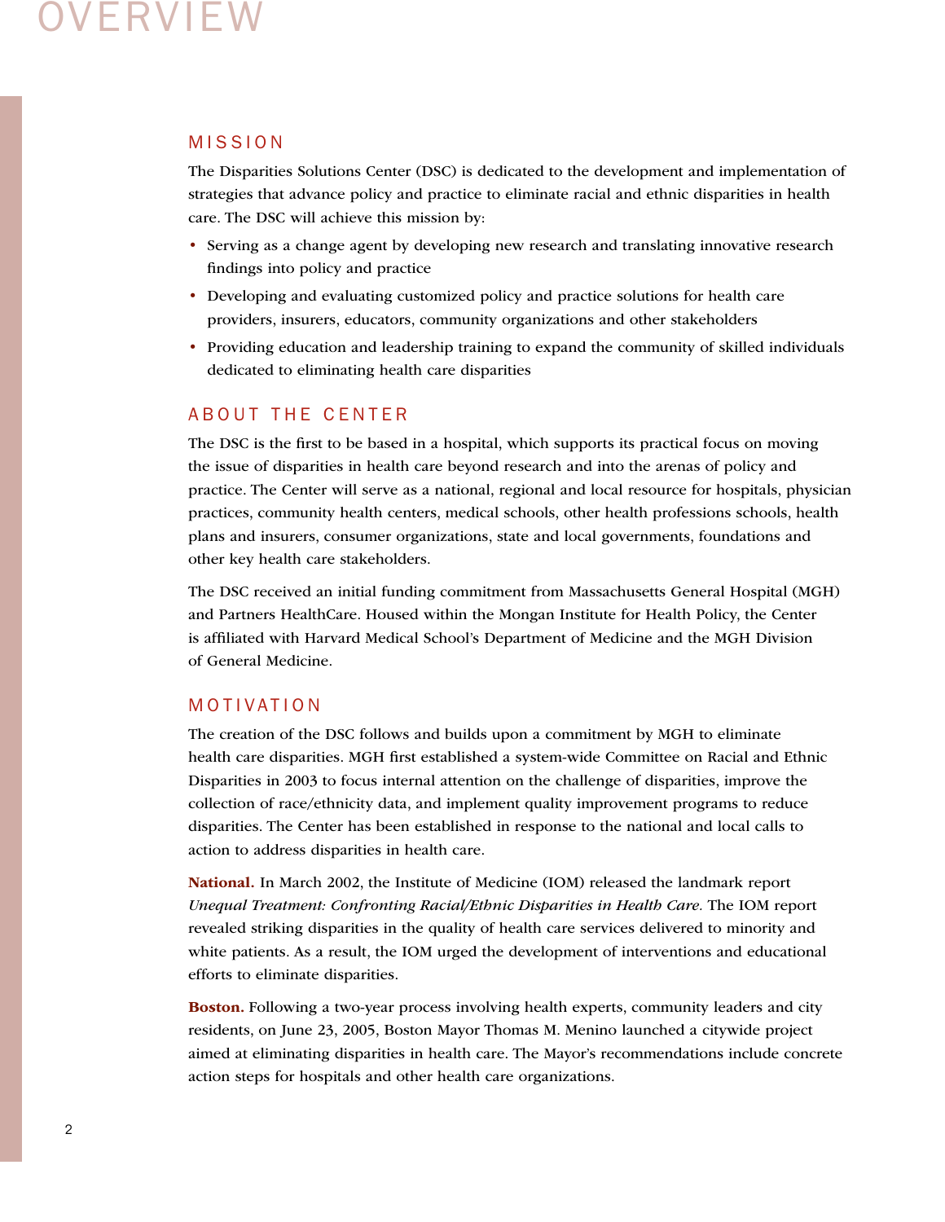# OVERVIEW

## MISSION

The Disparities Solutions Center (DSC) is dedicated to the development and implementation of strategies that advance policy and practice to eliminate racial and ethnic disparities in health care. The DSC will achieve this mission by:

- Serving as a change agent by developing new research and translating innovative research findings into policy and practice
- Developing and evaluating customized policy and practice solutions for health care providers, insurers, educators, community organizations and other stakeholders
- Providing education and leadership training to expand the community of skilled individuals dedicated to eliminating health care disparities

## ABOUT THE CENTER

The DSC is the first to be based in a hospital, which supports its practical focus on moving the issue of disparities in health care beyond research and into the arenas of policy and practice. The Center will serve as a national, regional and local resource for hospitals, physician practices, community health centers, medical schools, other health professions schools, health plans and insurers, consumer organizations, state and local governments, foundations and other key health care stakeholders.

The DSC received an initial funding commitment from Massachusetts General Hospital (MGH) and Partners HealthCare. Housed within the Mongan Institute for Health Policy, the Center is affiliated with Harvard Medical School's Department of Medicine and the MGH Division of General Medicine.

## MOTIVATION

The creation of the DSC follows and builds upon a commitment by MGH to eliminate health care disparities. MGH first established a system-wide Committee on Racial and Ethnic Disparities in 2003 to focus internal attention on the challenge of disparities, improve the collection of race/ethnicity data, and implement quality improvement programs to reduce disparities. The Center has been established in response to the national and local calls to action to address disparities in health care.

**National.** In March 2002, the Institute of Medicine (IOM) released the landmark report *Unequal Treatment: Confronting Racial/Ethnic Disparities in Health Care.* The IOM report revealed striking disparities in the quality of health care services delivered to minority and white patients. As a result, the IOM urged the development of interventions and educational efforts to eliminate disparities.

**Boston.** Following a two-year process involving health experts, community leaders and city residents, on June 23, 2005, Boston Mayor Thomas M. Menino launched a citywide project aimed at eliminating disparities in health care. The Mayor's recommendations include concrete action steps for hospitals and other health care organizations.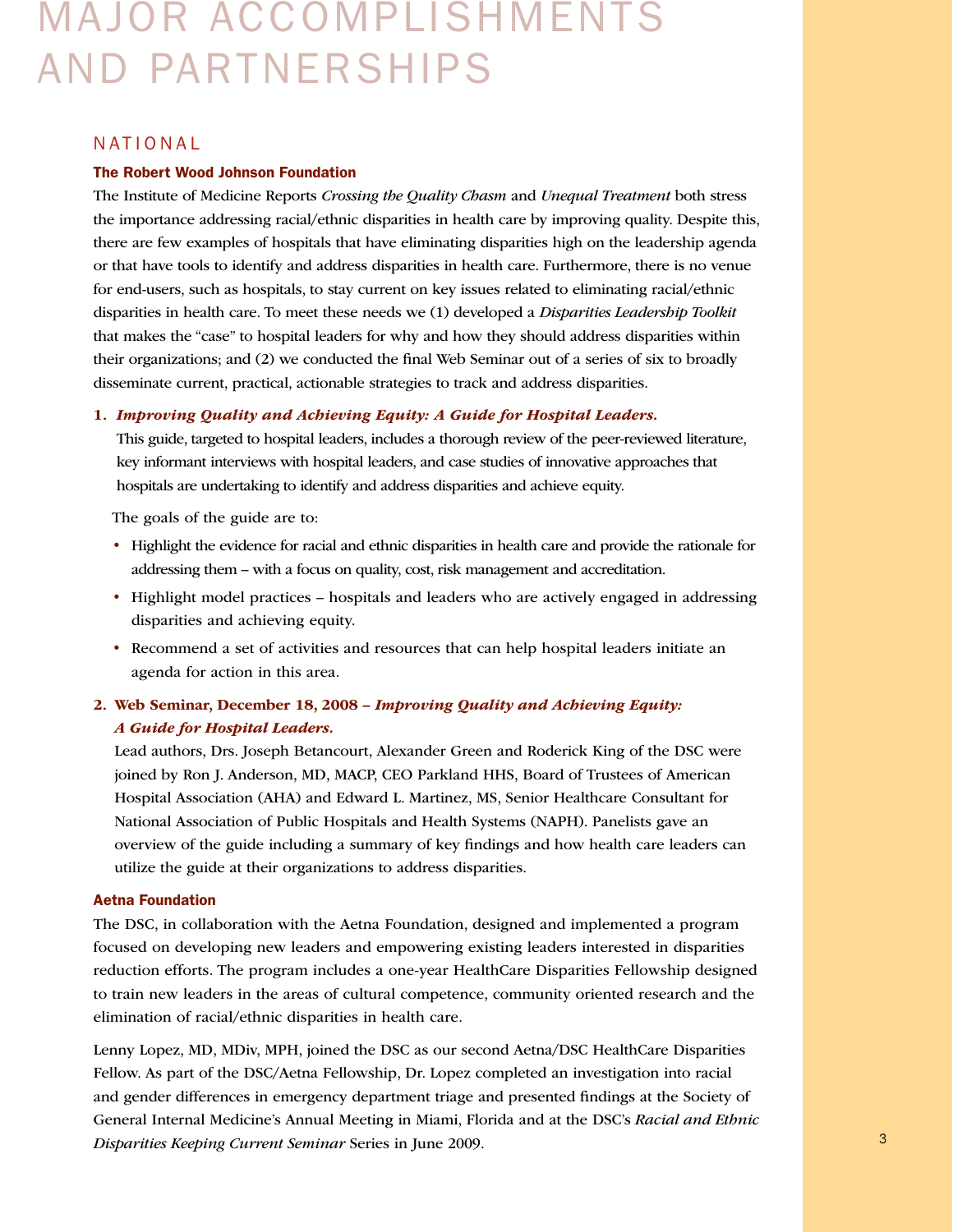# MAJOR ACCOMPLISHMENTS AND PARTNERSHIPS

## NATIONAL

### The Robert Wood Johnson Foundation

The Institute of Medicine Reports *Crossing the Quality Chasm* and *Unequal Treatment* both stress the importance addressing racial/ethnic disparities in health care by improving quality. Despite this, there are few examples of hospitals that have eliminating disparities high on the leadership agenda or that have tools to identify and address disparities in health care. Furthermore, there is no venue for end-users, such as hospitals, to stay current on key issues related to eliminating racial/ethnic disparities in health care. To meet these needs we (1) developed a *Disparities Leadership Toolkit* that makes the "case" to hospital leaders for why and how they should address disparities within their organizations; and (2) we conducted the final Web Seminar out of a series of six to broadly disseminate current, practical, actionable strategies to track and address disparities.

1. ***Improving Quality and Achieving Equity: A Guide for Hospital Leaders.***

   This guide, targeted to hospital leaders, includes a thorough review of the peer-reviewed literature, key informant interviews with hospital leaders, and case studies of innovative approaches that hospitals are undertaking to identify and address disparities and achieve equity.

   The goals of the guide are to:

   - Highlight the evidence for racial and ethnic disparities in health care and provide the rationale for addressing them – with a focus on quality, cost, risk management and accreditation.
   - Highlight model practices – hospitals and leaders who are actively engaged in addressing disparities and achieving equity.
   - Recommend a set of activities and resources that can help hospital leaders initiate an agenda for action in this area.

2. **Web Seminar, December 18, 2008 – *Improving Quality and Achieving Equity: A Guide for Hospital Leaders.***

   Lead authors, Drs. Joseph Betancourt, Alexander Green and Roderick King of the DSC were joined by Ron J. Anderson, MD, MACP, CEO Parkland HHS, Board of Trustees of American Hospital Association (AHA) and Edward L. Martinez, MS, Senior Healthcare Consultant for National Association of Public Hospitals and Health Systems (NAPH). Panelists gave an overview of the guide including a summary of key findings and how health care leaders can utilize the guide at their organizations to address disparities.

### Aetna Foundation

The DSC, in collaboration with the Aetna Foundation, designed and implemented a program focused on developing new leaders and empowering existing leaders interested in disparities reduction efforts. The program includes a one-year HealthCare Disparities Fellowship designed to train new leaders in the areas of cultural competence, community oriented research and the elimination of racial/ethnic disparities in health care.

Lenny Lopez, MD, MDiv, MPH, joined the DSC as our second Aetna/DSC HealthCare Disparities Fellow. As part of the DSC/Aetna Fellowship, Dr. Lopez completed an investigation into racial and gender differences in emergency department triage and presented findings at the Society of General Internal Medicine's Annual Meeting in Miami, Florida and at the DSC's *Racial and Ethnic Disparities Keeping Current Seminar* Series in June 2009.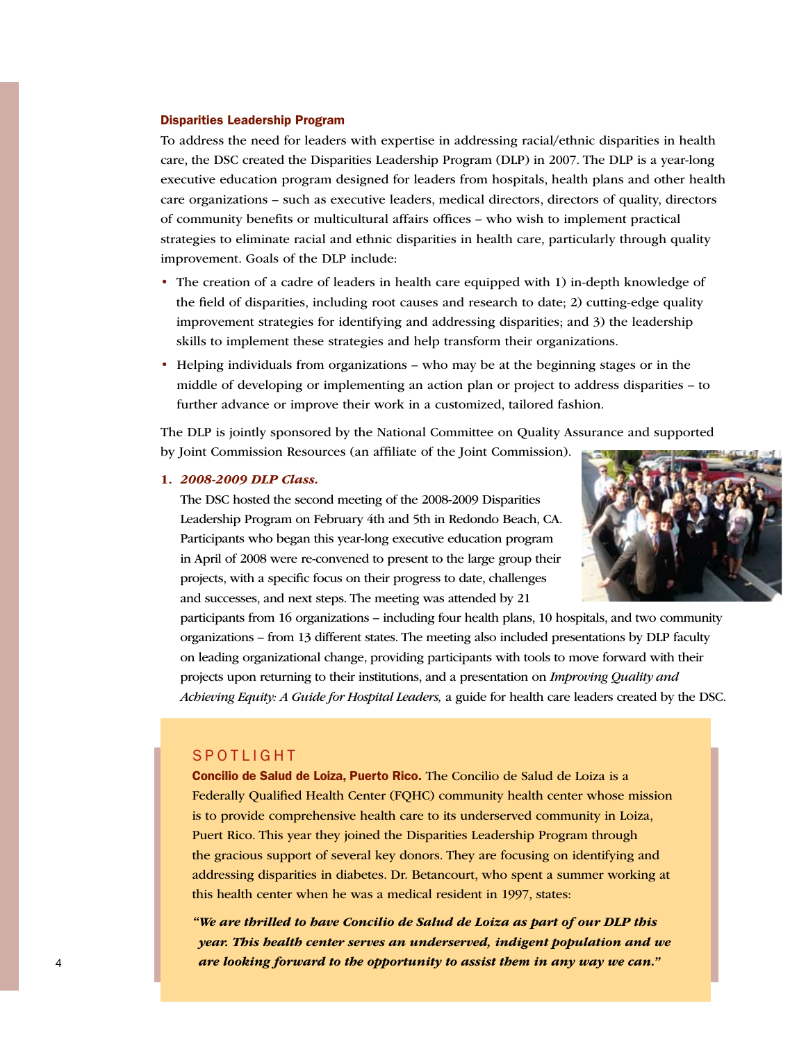## Disparities Leadership Program

To address the need for leaders with expertise in addressing racial/ethnic disparities in health care, the DSC created the Disparities Leadership Program (DLP) in 2007. The DLP is a year-long executive education program designed for leaders from hospitals, health plans and other health care organizations – such as executive leaders, medical directors, directors of quality, directors of community benefits or multicultural affairs offices – who wish to implement practical strategies to eliminate racial and ethnic disparities in health care, particularly through quality improvement. Goals of the DLP include:

- The creation of a cadre of leaders in health care equipped with 1) in-depth knowledge of the field of disparities, including root causes and research to date; 2) cutting-edge quality improvement strategies for identifying and addressing disparities; and 3) the leadership skills to implement these strategies and help transform their organizations.
- Helping individuals from organizations – who may be at the beginning stages or in the middle of developing or implementing an action plan or project to address disparities – to further advance or improve their work in a customized, tailored fashion.

The DLP is jointly sponsored by the National Committee on Quality Assurance and supported by Joint Commission Resources (an affiliate of the Joint Commission).

1. ***2008-2009 DLP Class.***

   The DSC hosted the second meeting of the 2008-2009 Disparities Leadership Program on February 4th and 5th in Redondo Beach, CA. Participants who began this year-long executive education program in April of 2008 were re-convened to present to the large group their projects, with a specific focus on their progress to date, challenges and successes, and next steps. The meeting was attended by 21 participants from 16 organizations – including four health plans, 10 hospitals, and two community organizations – from 13 different states. The meeting also included presentations by DLP faculty on leading organizational change, providing participants with tools to move forward with their projects upon returning to their institutions, and a presentation on *Improving Quality and Achieving Equity: A Guide for Hospital Leaders,* a guide for health care leaders created by the DSC.

### SPOTLIGHT

**Concilio de Salud de Loiza, Puerto Rico.** The Concilio de Salud de Loiza is a Federally Qualified Health Center (FQHC) community health center whose mission is to provide comprehensive health care to its underserved community in Loiza, Puert Rico. This year they joined the Disparities Leadership Program through the gracious support of several key donors. They are focusing on identifying and addressing disparities in diabetes. Dr. Betancourt, who spent a summer working at this health center when he was a medical resident in 1997, states:

***"We are thrilled to have Concilio de Salud de Loiza as part of our DLP this year. This health center serves an underserved, indigent population and we are looking forward to the opportunity to assist them in any way we can."***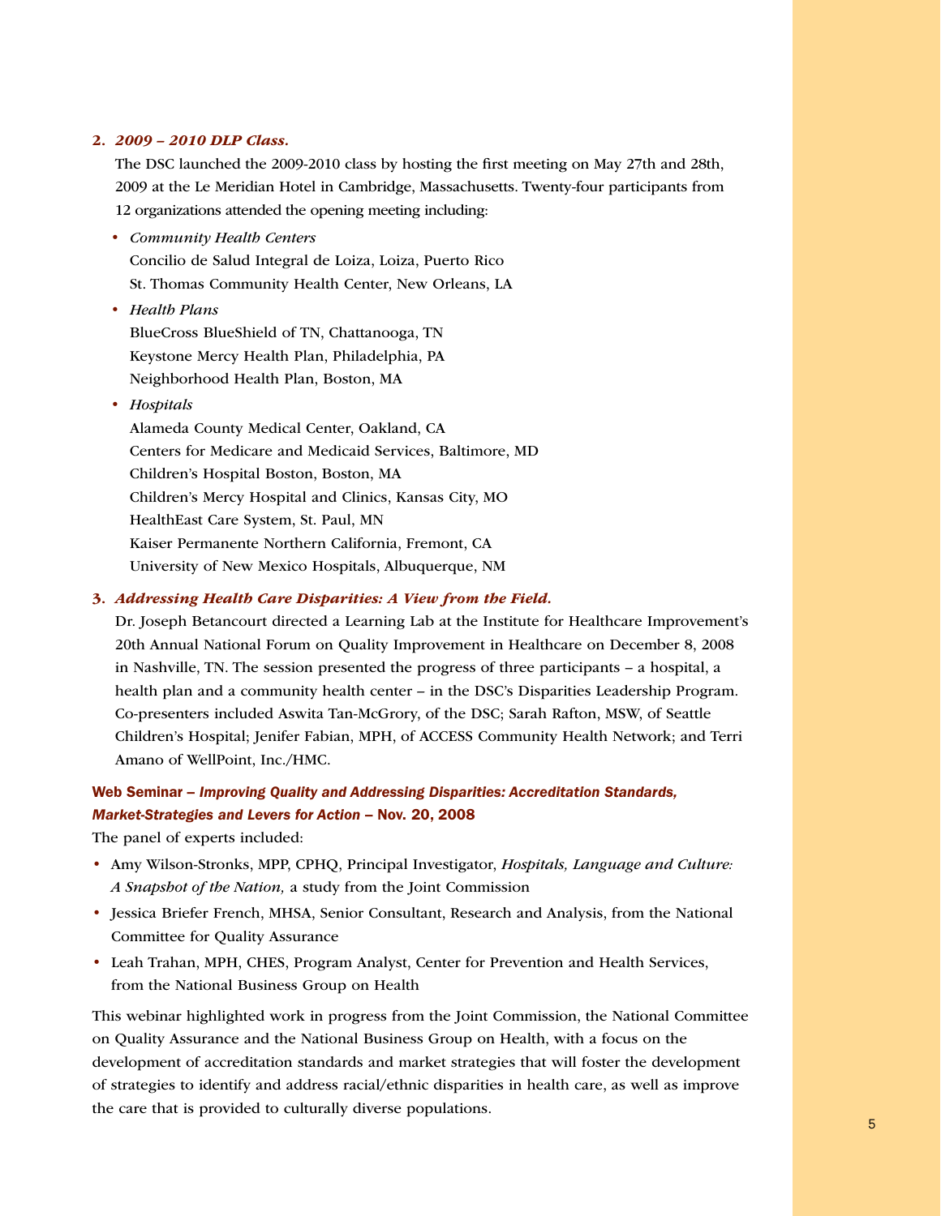**2. *2009 – 2010 DLP Class.***

The DSC launched the 2009-2010 class by hosting the first meeting on May 27th and 28th, 2009 at the Le Meridian Hotel in Cambridge, Massachusetts. Twenty-four participants from 12 organizations attended the opening meeting including:

- *Community Health Centers*
  Concilio de Salud Integral de Loiza, Loiza, Puerto Rico
  St. Thomas Community Health Center, New Orleans, LA
- *Health Plans*
  BlueCross BlueShield of TN, Chattanooga, TN
  Keystone Mercy Health Plan, Philadelphia, PA
  Neighborhood Health Plan, Boston, MA
- *Hospitals*
  Alameda County Medical Center, Oakland, CA
  Centers for Medicare and Medicaid Services, Baltimore, MD
  Children's Hospital Boston, Boston, MA
  Children's Mercy Hospital and Clinics, Kansas City, MO
  HealthEast Care System, St. Paul, MN
  Kaiser Permanente Northern California, Fremont, CA
  University of New Mexico Hospitals, Albuquerque, NM

**3. *Addressing Health Care Disparities: A View from the Field.***

Dr. Joseph Betancourt directed a Learning Lab at the Institute for Healthcare Improvement's 20th Annual National Forum on Quality Improvement in Healthcare on December 8, 2008 in Nashville, TN. The session presented the progress of three participants – a hospital, a health plan and a community health center – in the DSC's Disparities Leadership Program. Co-presenters included Aswita Tan-McGrory, of the DSC; Sarah Rafton, MSW, of Seattle Children's Hospital; Jenifer Fabian, MPH, of ACCESS Community Health Network; and Terri Amano of WellPoint, Inc./HMC.

**Web Seminar – *Improving Quality and Addressing Disparities: Accreditation Standards, Market-Strategies and Levers for Action* – Nov. 20, 2008**

The panel of experts included:

- Amy Wilson-Stronks, MPP, CPHQ, Principal Investigator, *Hospitals, Language and Culture: A Snapshot of the Nation,* a study from the Joint Commission
- Jessica Briefer French, MHSA, Senior Consultant, Research and Analysis, from the National Committee for Quality Assurance
- Leah Trahan, MPH, CHES, Program Analyst, Center for Prevention and Health Services, from the National Business Group on Health

This webinar highlighted work in progress from the Joint Commission, the National Committee on Quality Assurance and the National Business Group on Health, with a focus on the development of accreditation standards and market strategies that will foster the development of strategies to identify and address racial/ethnic disparities in health care, as well as improve the care that is provided to culturally diverse populations.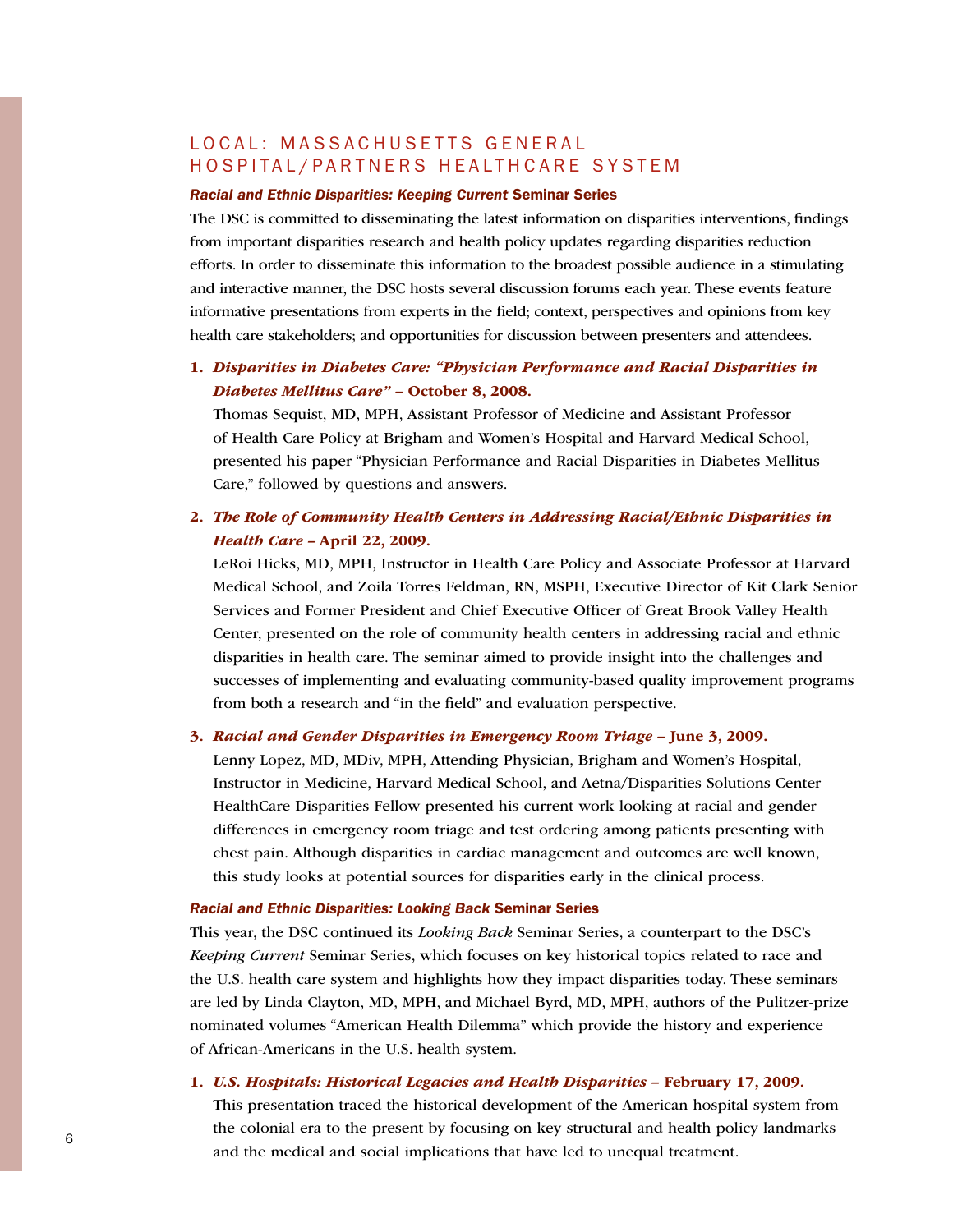## LOCAL: MASSACHUSETTS GENERAL HOSPITAL/PARTNERS HEALTHCARE SYSTEM

### *Racial and Ethnic Disparities: Keeping Current* Seminar Series

The DSC is committed to disseminating the latest information on disparities interventions, findings from important disparities research and health policy updates regarding disparities reduction efforts. In order to disseminate this information to the broadest possible audience in a stimulating and interactive manner, the DSC hosts several discussion forums each year. These events feature informative presentations from experts in the field; context, perspectives and opinions from key health care stakeholders; and opportunities for discussion between presenters and attendees.

1. ***Disparities in Diabetes Care: "Physician Performance and Racial Disparities in Diabetes Mellitus Care"* – October 8, 2008.**
   Thomas Sequist, MD, MPH, Assistant Professor of Medicine and Assistant Professor of Health Care Policy at Brigham and Women's Hospital and Harvard Medical School, presented his paper "Physician Performance and Racial Disparities in Diabetes Mellitus Care," followed by questions and answers.

2. ***The Role of Community Health Centers in Addressing Racial/Ethnic Disparities in Health Care* – April 22, 2009.**
   LeRoi Hicks, MD, MPH, Instructor in Health Care Policy and Associate Professor at Harvard Medical School, and Zoila Torres Feldman, RN, MSPH, Executive Director of Kit Clark Senior Services and Former President and Chief Executive Officer of Great Brook Valley Health Center, presented on the role of community health centers in addressing racial and ethnic disparities in health care. The seminar aimed to provide insight into the challenges and successes of implementing and evaluating community-based quality improvement programs from both a research and "in the field" and evaluation perspective.

3. ***Racial and Gender Disparities in Emergency Room Triage* – June 3, 2009.**
   Lenny Lopez, MD, MDiv, MPH, Attending Physician, Brigham and Women's Hospital, Instructor in Medicine, Harvard Medical School, and Aetna/Disparities Solutions Center HealthCare Disparities Fellow presented his current work looking at racial and gender differences in emergency room triage and test ordering among patients presenting with chest pain. Although disparities in cardiac management and outcomes are well known, this study looks at potential sources for disparities early in the clinical process.

### *Racial and Ethnic Disparities: Looking Back* Seminar Series

This year, the DSC continued its *Looking Back* Seminar Series, a counterpart to the DSC's *Keeping Current* Seminar Series, which focuses on key historical topics related to race and the U.S. health care system and highlights how they impact disparities today. These seminars are led by Linda Clayton, MD, MPH, and Michael Byrd, MD, MPH, authors of the Pulitzer-prize nominated volumes "American Health Dilemma" which provide the history and experience of African-Americans in the U.S. health system.

1. ***U.S. Hospitals: Historical Legacies and Health Disparities* – February 17, 2009.**
   This presentation traced the historical development of the American hospital system from the colonial era to the present by focusing on key structural and health policy landmarks and the medical and social implications that have led to unequal treatment.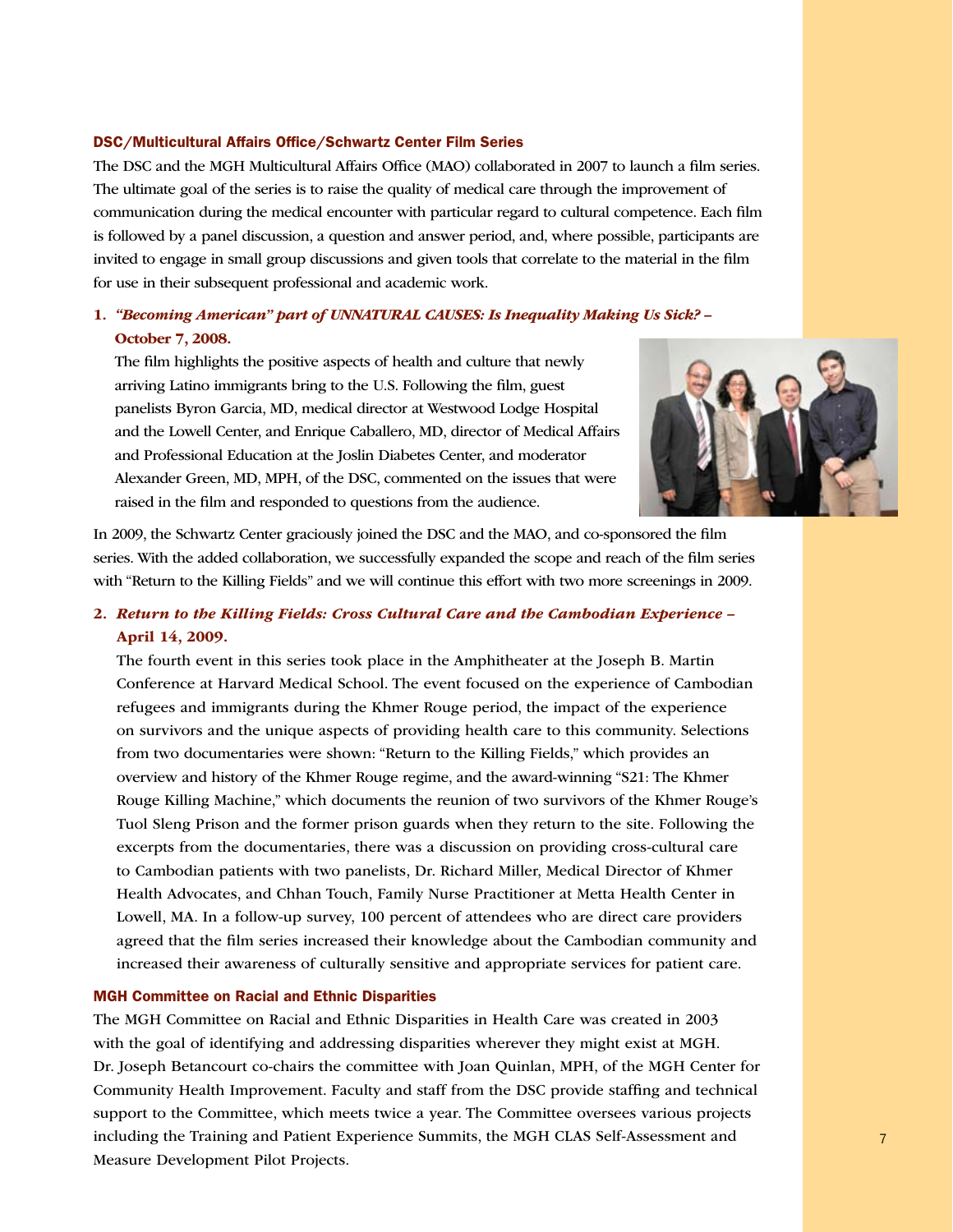### DSC/Multicultural Affairs Office/Schwartz Center Film Series

The DSC and the MGH Multicultural Affairs Office (MAO) collaborated in 2007 to launch a film series. The ultimate goal of the series is to raise the quality of medical care through the improvement of communication during the medical encounter with particular regard to cultural competence. Each film is followed by a panel discussion, a question and answer period, and, where possible, participants are invited to engage in small group discussions and given tools that correlate to the material in the film for use in their subsequent professional and academic work.

1. ***"Becoming American" part of UNNATURAL CAUSES: Is Inequality Making Us Sick? –* October 7, 2008.**

   The film highlights the positive aspects of health and culture that newly arriving Latino immigrants bring to the U.S. Following the film, guest panelists Byron Garcia, MD, medical director at Westwood Lodge Hospital and the Lowell Center, and Enrique Caballero, MD, director of Medical Affairs and Professional Education at the Joslin Diabetes Center, and moderator Alexander Green, MD, MPH, of the DSC, commented on the issues that were raised in the film and responded to questions from the audience.

In 2009, the Schwartz Center graciously joined the DSC and the MAO, and co-sponsored the film series. With the added collaboration, we successfully expanded the scope and reach of the film series with "Return to the Killing Fields" and we will continue this effort with two more screenings in 2009.

2. ***Return to the Killing Fields: Cross Cultural Care and the Cambodian Experience –* April 14, 2009.**

   The fourth event in this series took place in the Amphitheater at the Joseph B. Martin Conference at Harvard Medical School. The event focused on the experience of Cambodian refugees and immigrants during the Khmer Rouge period, the impact of the experience on survivors and the unique aspects of providing health care to this community. Selections from two documentaries were shown: "Return to the Killing Fields," which provides an overview and history of the Khmer Rouge regime, and the award-winning "S21: The Khmer Rouge Killing Machine," which documents the reunion of two survivors of the Khmer Rouge's Tuol Sleng Prison and the former prison guards when they return to the site. Following the excerpts from the documentaries, there was a discussion on providing cross-cultural care to Cambodian patients with two panelists, Dr. Richard Miller, Medical Director of Khmer Health Advocates, and Chhan Touch, Family Nurse Practitioner at Metta Health Center in Lowell, MA. In a follow-up survey, 100 percent of attendees who are direct care providers agreed that the film series increased their knowledge about the Cambodian community and increased their awareness of culturally sensitive and appropriate services for patient care.

### MGH Committee on Racial and Ethnic Disparities

The MGH Committee on Racial and Ethnic Disparities in Health Care was created in 2003 with the goal of identifying and addressing disparities wherever they might exist at MGH. Dr. Joseph Betancourt co-chairs the committee with Joan Quinlan, MPH, of the MGH Center for Community Health Improvement. Faculty and staff from the DSC provide staffing and technical support to the Committee, which meets twice a year. The Committee oversees various projects including the Training and Patient Experience Summits, the MGH CLAS Self-Assessment and Measure Development Pilot Projects.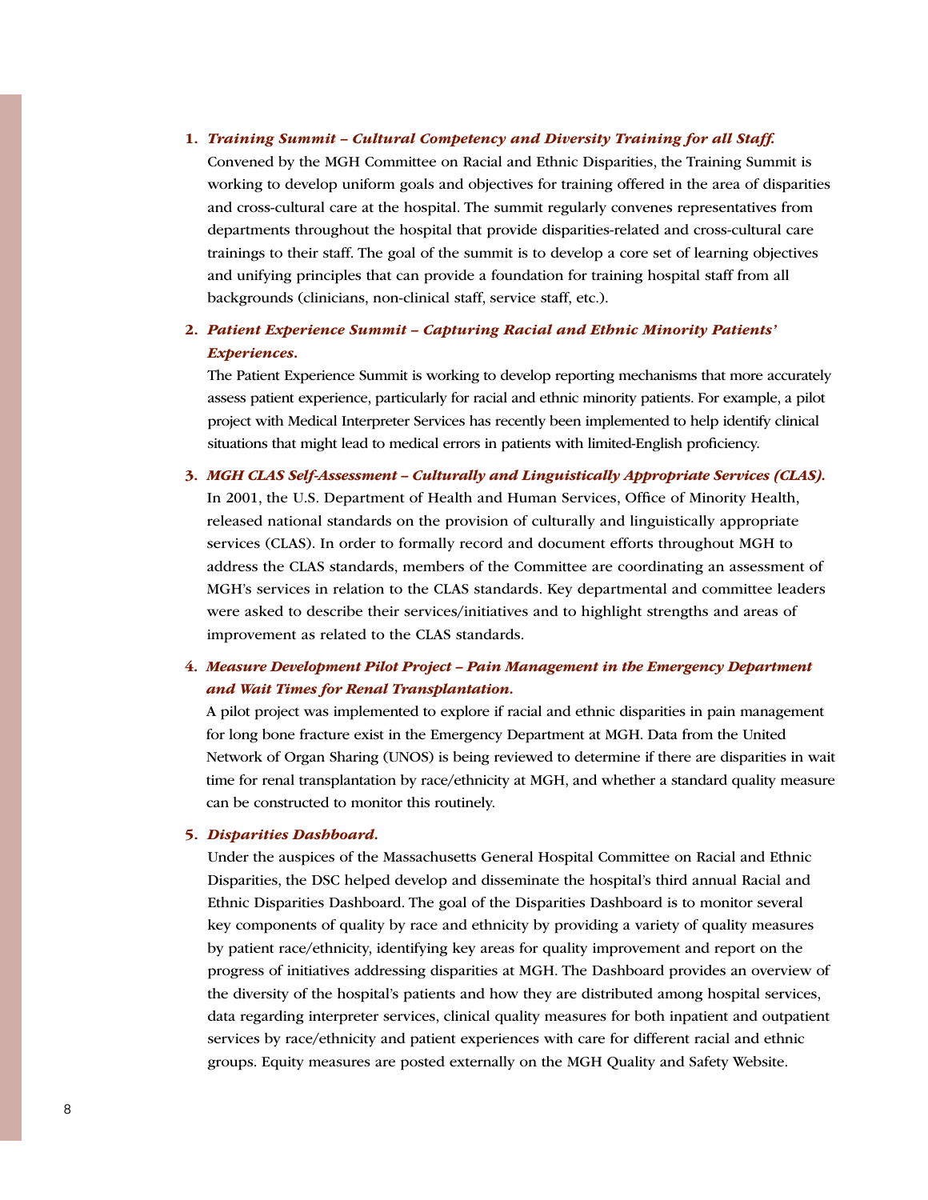1. ***Training Summit – Cultural Competency and Diversity Training for all Staff.***
   Convened by the MGH Committee on Racial and Ethnic Disparities, the Training Summit is working to develop uniform goals and objectives for training offered in the area of disparities and cross-cultural care at the hospital. The summit regularly convenes representatives from departments throughout the hospital that provide disparities-related and cross-cultural care trainings to their staff. The goal of the summit is to develop a core set of learning objectives and unifying principles that can provide a foundation for training hospital staff from all backgrounds (clinicians, non-clinical staff, service staff, etc.).

2. ***Patient Experience Summit – Capturing Racial and Ethnic Minority Patients' Experiences.***
   The Patient Experience Summit is working to develop reporting mechanisms that more accurately assess patient experience, particularly for racial and ethnic minority patients. For example, a pilot project with Medical Interpreter Services has recently been implemented to help identify clinical situations that might lead to medical errors in patients with limited-English proficiency.

3. ***MGH CLAS Self-Assessment – Culturally and Linguistically Appropriate Services (CLAS).***
   In 2001, the U.S. Department of Health and Human Services, Office of Minority Health, released national standards on the provision of culturally and linguistically appropriate services (CLAS). In order to formally record and document efforts throughout MGH to address the CLAS standards, members of the Committee are coordinating an assessment of MGH's services in relation to the CLAS standards. Key departmental and committee leaders were asked to describe their services/initiatives and to highlight strengths and areas of improvement as related to the CLAS standards.

4. ***Measure Development Pilot Project – Pain Management in the Emergency Department and Wait Times for Renal Transplantation.***
   A pilot project was implemented to explore if racial and ethnic disparities in pain management for long bone fracture exist in the Emergency Department at MGH. Data from the United Network of Organ Sharing (UNOS) is being reviewed to determine if there are disparities in wait time for renal transplantation by race/ethnicity at MGH, and whether a standard quality measure can be constructed to monitor this routinely.

5. ***Disparities Dashboard.***
   Under the auspices of the Massachusetts General Hospital Committee on Racial and Ethnic Disparities, the DSC helped develop and disseminate the hospital's third annual Racial and Ethnic Disparities Dashboard. The goal of the Disparities Dashboard is to monitor several key components of quality by race and ethnicity by providing a variety of quality measures by patient race/ethnicity, identifying key areas for quality improvement and report on the progress of initiatives addressing disparities at MGH. The Dashboard provides an overview of the diversity of the hospital's patients and how they are distributed among hospital services, data regarding interpreter services, clinical quality measures for both inpatient and outpatient services by race/ethnicity and patient experiences with care for different racial and ethnic groups. Equity measures are posted externally on the MGH Quality and Safety Website.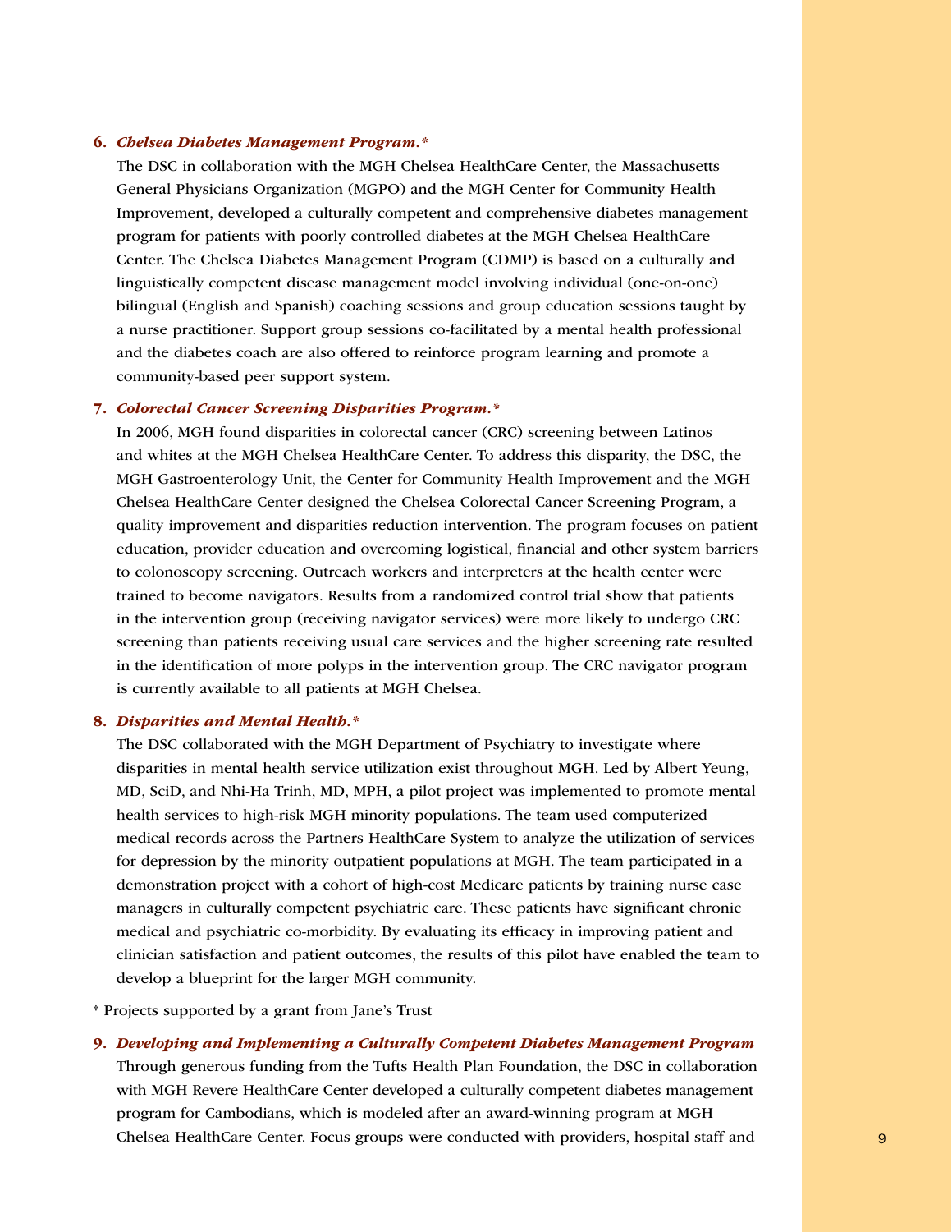6. ***Chelsea Diabetes Management Program.****

The DSC in collaboration with the MGH Chelsea HealthCare Center, the Massachusetts General Physicians Organization (MGPO) and the MGH Center for Community Health Improvement, developed a culturally competent and comprehensive diabetes management program for patients with poorly controlled diabetes at the MGH Chelsea HealthCare Center. The Chelsea Diabetes Management Program (CDMP) is based on a culturally and linguistically competent disease management model involving individual (one-on-one) bilingual (English and Spanish) coaching sessions and group education sessions taught by a nurse practitioner. Support group sessions co-facilitated by a mental health professional and the diabetes coach are also offered to reinforce program learning and promote a community-based peer support system.

7. ***Colorectal Cancer Screening Disparities Program.****

In 2006, MGH found disparities in colorectal cancer (CRC) screening between Latinos and whites at the MGH Chelsea HealthCare Center. To address this disparity, the DSC, the MGH Gastroenterology Unit, the Center for Community Health Improvement and the MGH Chelsea HealthCare Center designed the Chelsea Colorectal Cancer Screening Program, a quality improvement and disparities reduction intervention. The program focuses on patient education, provider education and overcoming logistical, financial and other system barriers to colonoscopy screening. Outreach workers and interpreters at the health center were trained to become navigators. Results from a randomized control trial show that patients in the intervention group (receiving navigator services) were more likely to undergo CRC screening than patients receiving usual care services and the higher screening rate resulted in the identification of more polyps in the intervention group. The CRC navigator program is currently available to all patients at MGH Chelsea.

8. ***Disparities and Mental Health.****

The DSC collaborated with the MGH Department of Psychiatry to investigate where disparities in mental health service utilization exist throughout MGH. Led by Albert Yeung, MD, SciD, and Nhi-Ha Trinh, MD, MPH, a pilot project was implemented to promote mental health services to high-risk MGH minority populations. The team used computerized medical records across the Partners HealthCare System to analyze the utilization of services for depression by the minority outpatient populations at MGH. The team participated in a demonstration project with a cohort of high-cost Medicare patients by training nurse case managers in culturally competent psychiatric care. These patients have significant chronic medical and psychiatric co-morbidity. By evaluating its efficacy in improving patient and clinician satisfaction and patient outcomes, the results of this pilot have enabled the team to develop a blueprint for the larger MGH community.

\* Projects supported by a grant from Jane's Trust

9. ***Developing and Implementing a Culturally Competent Diabetes Management Program***

Through generous funding from the Tufts Health Plan Foundation, the DSC in collaboration with MGH Revere HealthCare Center developed a culturally competent diabetes management program for Cambodians, which is modeled after an award-winning program at MGH Chelsea HealthCare Center. Focus groups were conducted with providers, hospital staff and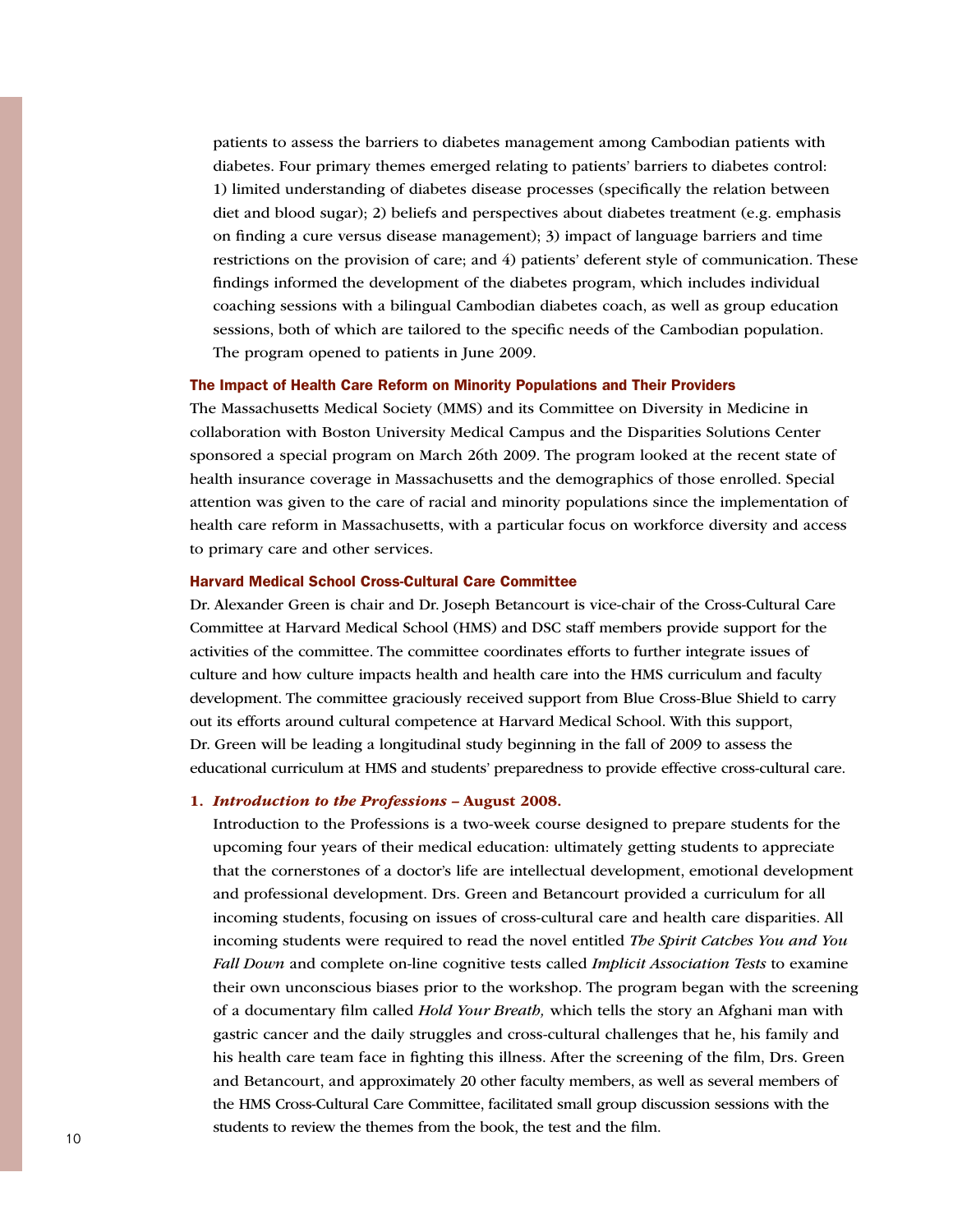patients to assess the barriers to diabetes management among Cambodian patients with diabetes. Four primary themes emerged relating to patients' barriers to diabetes control: 1) limited understanding of diabetes disease processes (specifically the relation between diet and blood sugar); 2) beliefs and perspectives about diabetes treatment (e.g. emphasis on finding a cure versus disease management); 3) impact of language barriers and time restrictions on the provision of care; and 4) patients' deferent style of communication. These findings informed the development of the diabetes program, which includes individual coaching sessions with a bilingual Cambodian diabetes coach, as well as group education sessions, both of which are tailored to the specific needs of the Cambodian population. The program opened to patients in June 2009.

### The Impact of Health Care Reform on Minority Populations and Their Providers

The Massachusetts Medical Society (MMS) and its Committee on Diversity in Medicine in collaboration with Boston University Medical Campus and the Disparities Solutions Center sponsored a special program on March 26th 2009. The program looked at the recent state of health insurance coverage in Massachusetts and the demographics of those enrolled. Special attention was given to the care of racial and minority populations since the implementation of health care reform in Massachusetts, with a particular focus on workforce diversity and access to primary care and other services.

### Harvard Medical School Cross-Cultural Care Committee

Dr. Alexander Green is chair and Dr. Joseph Betancourt is vice-chair of the Cross-Cultural Care Committee at Harvard Medical School (HMS) and DSC staff members provide support for the activities of the committee. The committee coordinates efforts to further integrate issues of culture and how culture impacts health and health care into the HMS curriculum and faculty development. The committee graciously received support from Blue Cross-Blue Shield to carry out its efforts around cultural competence at Harvard Medical School. With this support, Dr. Green will be leading a longitudinal study beginning in the fall of 2009 to assess the educational curriculum at HMS and students' preparedness to provide effective cross-cultural care.

1. ***Introduction to the Professions* – August 2008.**
   Introduction to the Professions is a two-week course designed to prepare students for the upcoming four years of their medical education: ultimately getting students to appreciate that the cornerstones of a doctor's life are intellectual development, emotional development and professional development. Drs. Green and Betancourt provided a curriculum for all incoming students, focusing on issues of cross-cultural care and health care disparities. All incoming students were required to read the novel entitled *The Spirit Catches You and You Fall Down* and complete on-line cognitive tests called *Implicit Association Tests* to examine their own unconscious biases prior to the workshop. The program began with the screening of a documentary film called *Hold Your Breath,* which tells the story an Afghani man with gastric cancer and the daily struggles and cross-cultural challenges that he, his family and his health care team face in fighting this illness. After the screening of the film, Drs. Green and Betancourt, and approximately 20 other faculty members, as well as several members of the HMS Cross-Cultural Care Committee, facilitated small group discussion sessions with the students to review the themes from the book, the test and the film.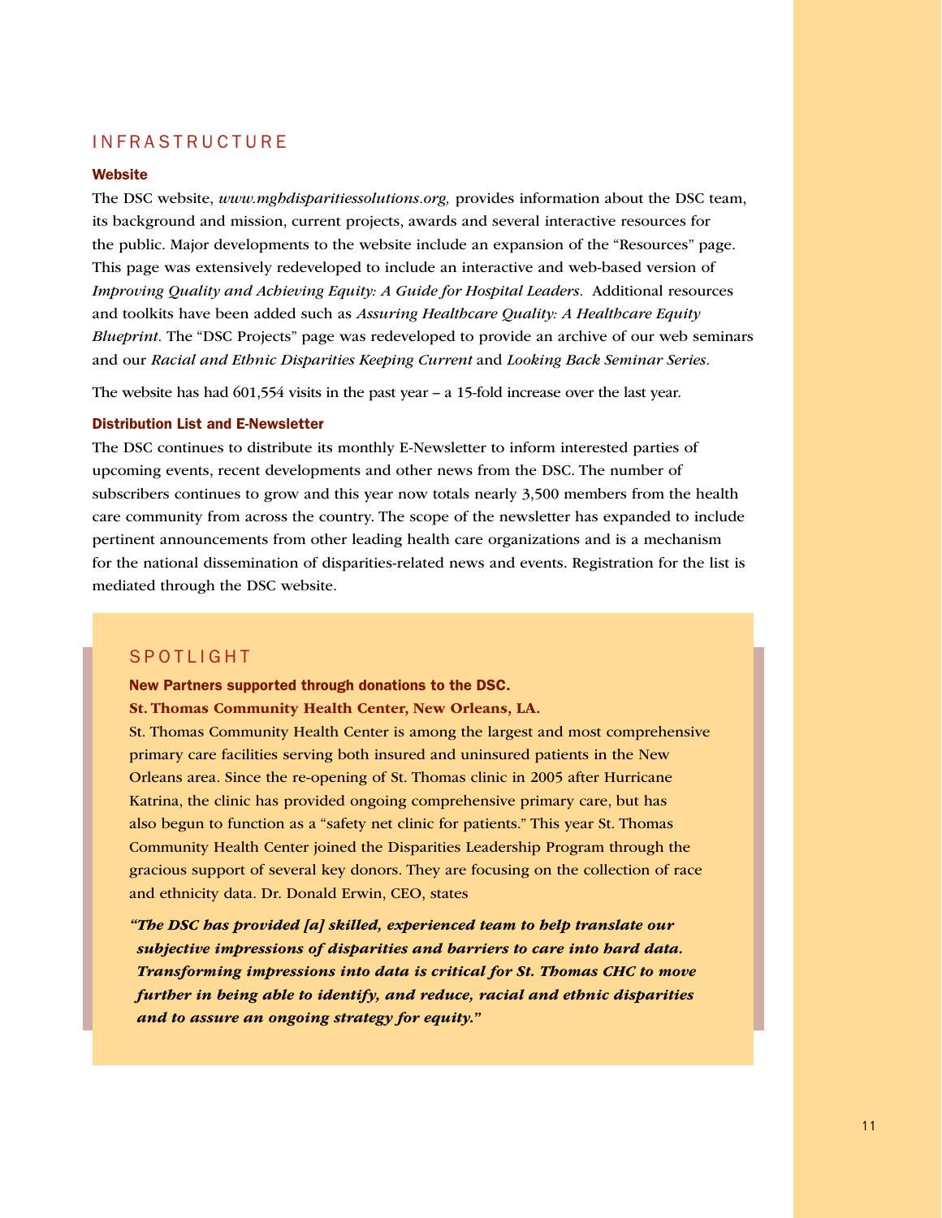## INFRASTRUCTURE

### Website

The DSC website, *www.mghdisparitiessolutions.org,* provides information about the DSC team, its background and mission, current projects, awards and several interactive resources for the public. Major developments to the website include an expansion of the "Resources" page. This page was extensively redeveloped to include an interactive and web-based version of *Improving Quality and Achieving Equity: A Guide for Hospital Leaders.* Additional resources and toolkits have been added such as *Assuring Healthcare Quality: A Healthcare Equity Blueprint*. The "DSC Projects" page was redeveloped to provide an archive of our web seminars and our *Racial and Ethnic Disparities Keeping Current* and *Looking Back Seminar Series*.

The website has had 601,554 visits in the past year – a 15-fold increase over the last year.

### Distribution List and E-Newsletter

The DSC continues to distribute its monthly E-Newsletter to inform interested parties of upcoming events, recent developments and other news from the DSC. The number of subscribers continues to grow and this year now totals nearly 3,500 members from the health care community from across the country. The scope of the newsletter has expanded to include pertinent announcements from other leading health care organizations and is a mechanism for the national dissemination of disparities-related news and events. Registration for the list is mediated through the DSC website.

## SPOTLIGHT

**New Partners supported through donations to the DSC.**

**St. Thomas Community Health Center, New Orleans, LA.**

St. Thomas Community Health Center is among the largest and most comprehensive primary care facilities serving both insured and uninsured patients in the New Orleans area. Since the re-opening of St. Thomas clinic in 2005 after Hurricane Katrina, the clinic has provided ongoing comprehensive primary care, but has also begun to function as a "safety net clinic for patients." This year St. Thomas Community Health Center joined the Disparities Leadership Program through the gracious support of several key donors. They are focusing on the collection of race and ethnicity data. Dr. Donald Erwin, CEO, states

***"The DSC has provided [a] skilled, experienced team to help translate our subjective impressions of disparities and barriers to care into hard data. Transforming impressions into data is critical for St. Thomas CHC to move further in being able to identify, and reduce, racial and ethnic disparities and to assure an ongoing strategy for equity."***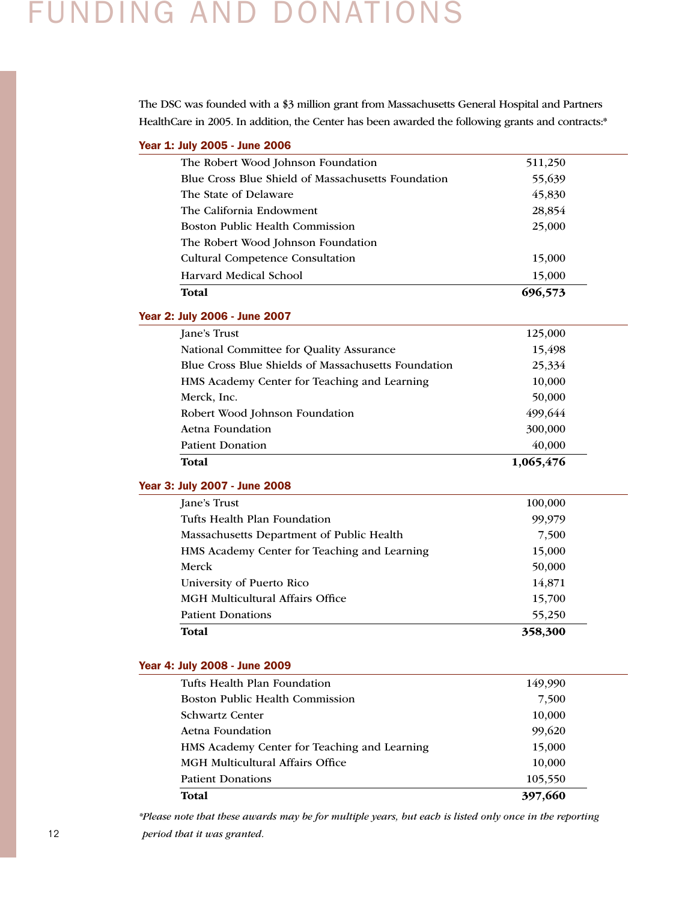# FUNDING AND DONATIONS

The DSC was founded with a $3 million grant from Massachusetts General Hospital and Partners HealthCare in 2005. In addition, the Center has been awarded the following grants and contracts:*

### Year 1: July 2005 - June 2006

| | |
|---|---:|
| The Robert Wood Johnson Foundation | 511,250 |
| Blue Cross Blue Shield of Massachusetts Foundation | 55,639 |
| The State of Delaware | 45,830 |
| The California Endowment | 28,854 |
| Boston Public Health Commission | 25,000 |
| The Robert Wood Johnson Foundation Cultural Competence Consultation | 15,000 |
| Harvard Medical School | 15,000 |
| **Total** | **696,573** |

### Year 2: July 2006 - June 2007

| | |
|---|---:|
| Jane's Trust | 125,000 |
| National Committee for Quality Assurance | 15,498 |
| Blue Cross Blue Shields of Massachusetts Foundation | 25,334 |
| HMS Academy Center for Teaching and Learning | 10,000 |
| Merck, Inc. | 50,000 |
| Robert Wood Johnson Foundation | 499,644 |
| Aetna Foundation | 300,000 |
| Patient Donation | 40,000 |
| **Total** | **1,065,476** |

### Year 3: July 2007 - June 2008

| | |
|---|---:|
| Jane's Trust | 100,000 |
| Tufts Health Plan Foundation | 99,979 |
| Massachusetts Department of Public Health | 7,500 |
| HMS Academy Center for Teaching and Learning | 15,000 |
| Merck | 50,000 |
| University of Puerto Rico | 14,871 |
| MGH Multicultural Affairs Office | 15,700 |
| Patient Donations | 55,250 |
| **Total** | **358,300** |

### Year 4: July 2008 - June 2009

| | |
|---|---:|
| Tufts Health Plan Foundation | 149,990 |
| Boston Public Health Commission | 7,500 |
| Schwartz Center | 10,000 |
| Aetna Foundation | 99,620 |
| HMS Academy Center for Teaching and Learning | 15,000 |
| MGH Multicultural Affairs Office | 10,000 |
| Patient Donations | 105,550 |
| **Total** | **397,660** |

*\*Please note that these awards may be for multiple years, but each is listed only once in the reporting period that it was granted.*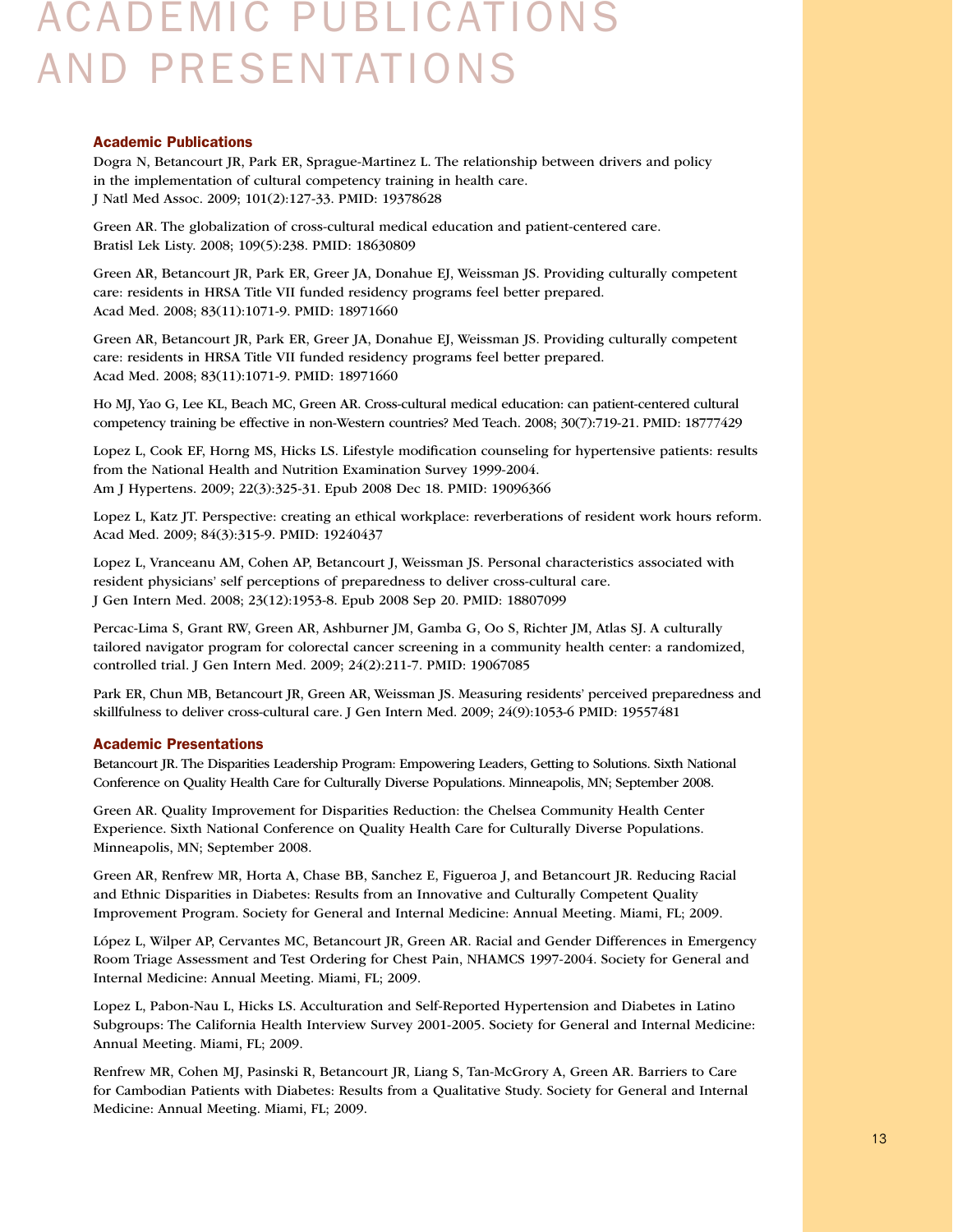# ACADEMIC PUBLICATIONS AND PRESENTATIONS

### Academic Publications

Dogra N, Betancourt JR, Park ER, Sprague-Martinez L. The relationship between drivers and policy in the implementation of cultural competency training in health care. J Natl Med Assoc. 2009; 101(2):127-33. PMID: 19378628

Green AR. The globalization of cross-cultural medical education and patient-centered care. Bratisl Lek Listy. 2008; 109(5):238. PMID: 18630809

Green AR, Betancourt JR, Park ER, Greer JA, Donahue EJ, Weissman JS. Providing culturally competent care: residents in HRSA Title VII funded residency programs feel better prepared. Acad Med. 2008; 83(11):1071-9. PMID: 18971660

Green AR, Betancourt JR, Park ER, Greer JA, Donahue EJ, Weissman JS. Providing culturally competent care: residents in HRSA Title VII funded residency programs feel better prepared. Acad Med. 2008; 83(11):1071-9. PMID: 18971660

Ho MJ, Yao G, Lee KL, Beach MC, Green AR. Cross-cultural medical education: can patient-centered cultural competency training be effective in non-Western countries? Med Teach. 2008; 30(7):719-21. PMID: 18777429

Lopez L, Cook EF, Horng MS, Hicks LS. Lifestyle modification counseling for hypertensive patients: results from the National Health and Nutrition Examination Survey 1999-2004. Am J Hypertens. 2009; 22(3):325-31. Epub 2008 Dec 18. PMID: 19096366

Lopez L, Katz JT. Perspective: creating an ethical workplace: reverberations of resident work hours reform. Acad Med. 2009; 84(3):315-9. PMID: 19240437

Lopez L, Vranceanu AM, Cohen AP, Betancourt J, Weissman JS. Personal characteristics associated with resident physicians' self perceptions of preparedness to deliver cross-cultural care. J Gen Intern Med. 2008; 23(12):1953-8. Epub 2008 Sep 20. PMID: 18807099

Percac-Lima S, Grant RW, Green AR, Ashburner JM, Gamba G, Oo S, Richter JM, Atlas SJ. A culturally tailored navigator program for colorectal cancer screening in a community health center: a randomized, controlled trial. J Gen Intern Med. 2009; 24(2):211-7. PMID: 19067085

Park ER, Chun MB, Betancourt JR, Green AR, Weissman JS. Measuring residents' perceived preparedness and skillfulness to deliver cross-cultural care. J Gen Intern Med. 2009; 24(9):1053-6 PMID: 19557481

### Academic Presentations

Betancourt JR. The Disparities Leadership Program: Empowering Leaders, Getting to Solutions. Sixth National Conference on Quality Health Care for Culturally Diverse Populations. Minneapolis, MN; September 2008.

Green AR. Quality Improvement for Disparities Reduction: the Chelsea Community Health Center Experience. Sixth National Conference on Quality Health Care for Culturally Diverse Populations. Minneapolis, MN; September 2008.

Green AR, Renfrew MR, Horta A, Chase BB, Sanchez E, Figueroa J, and Betancourt JR. Reducing Racial and Ethnic Disparities in Diabetes: Results from an Innovative and Culturally Competent Quality Improvement Program. Society for General and Internal Medicine: Annual Meeting. Miami, FL; 2009.

López L, Wilper AP, Cervantes MC, Betancourt JR, Green AR. Racial and Gender Differences in Emergency Room Triage Assessment and Test Ordering for Chest Pain, NHAMCS 1997-2004. Society for General and Internal Medicine: Annual Meeting. Miami, FL; 2009.

Lopez L, Pabon-Nau L, Hicks LS. Acculturation and Self-Reported Hypertension and Diabetes in Latino Subgroups: The California Health Interview Survey 2001-2005. Society for General and Internal Medicine: Annual Meeting. Miami, FL; 2009.

Renfrew MR, Cohen MJ, Pasinski R, Betancourt JR, Liang S, Tan-McGrory A, Green AR. Barriers to Care for Cambodian Patients with Diabetes: Results from a Qualitative Study. Society for General and Internal Medicine: Annual Meeting. Miami, FL; 2009.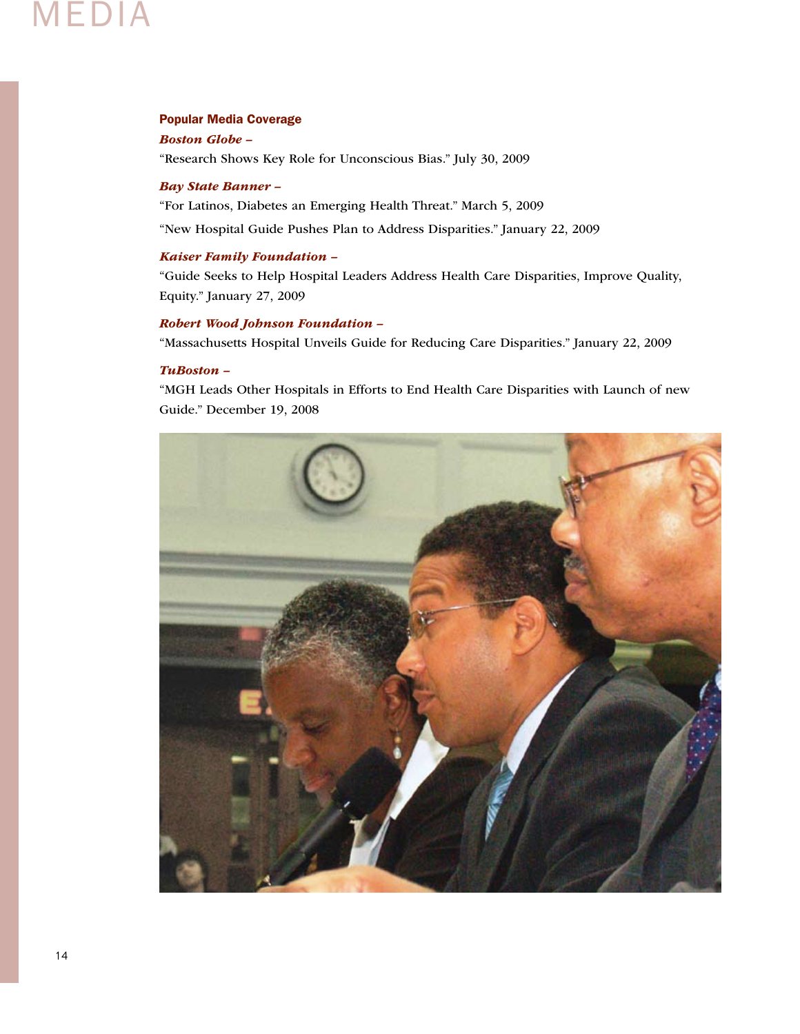# MEDIA

### Popular Media Coverage

***Boston Globe* –**

"Research Shows Key Role for Unconscious Bias." July 30, 2009

***Bay State Banner* –**

"For Latinos, Diabetes an Emerging Health Threat." March 5, 2009

"New Hospital Guide Pushes Plan to Address Disparities." January 22, 2009

***Kaiser Family Foundation* –**

"Guide Seeks to Help Hospital Leaders Address Health Care Disparities, Improve Quality, Equity." January 27, 2009

***Robert Wood Johnson Foundation* –**

"Massachusetts Hospital Unveils Guide for Reducing Care Disparities." January 22, 2009

***TuBoston* –**

"MGH Leads Other Hospitals in Efforts to End Health Care Disparities with Launch of new Guide." December 19, 2008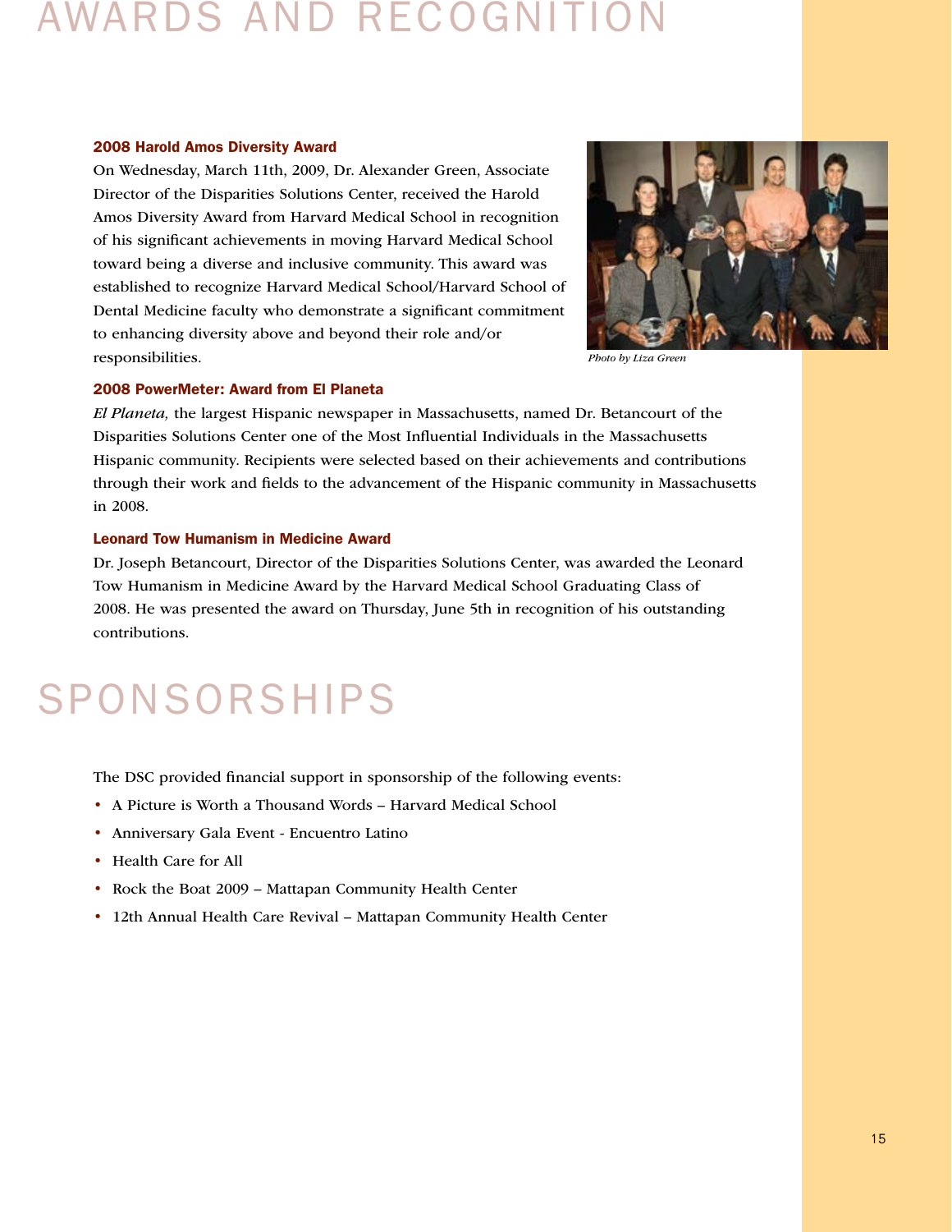# AWARDS AND RECOGNITION

### 2008 Harold Amos Diversity Award

On Wednesday, March 11th, 2009, Dr. Alexander Green, Associate Director of the Disparities Solutions Center, received the Harold Amos Diversity Award from Harvard Medical School in recognition of his significant achievements in moving Harvard Medical School toward being a diverse and inclusive community. This award was established to recognize Harvard Medical School/Harvard School of Dental Medicine faculty who demonstrate a significant commitment to enhancing diversity above and beyond their role and/or responsibilities.

*Photo by Liza Green*

### 2008 PowerMeter: Award from El Planeta

*El Planeta,* the largest Hispanic newspaper in Massachusetts, named Dr. Betancourt of the Disparities Solutions Center one of the Most Influential Individuals in the Massachusetts Hispanic community. Recipients were selected based on their achievements and contributions through their work and fields to the advancement of the Hispanic community in Massachusetts in 2008.

### Leonard Tow Humanism in Medicine Award

Dr. Joseph Betancourt, Director of the Disparities Solutions Center, was awarded the Leonard Tow Humanism in Medicine Award by the Harvard Medical School Graduating Class of 2008. He was presented the award on Thursday, June 5th in recognition of his outstanding contributions.

# SPONSORSHIPS

The DSC provided financial support in sponsorship of the following events:

- A Picture is Worth a Thousand Words – Harvard Medical School
- Anniversary Gala Event - Encuentro Latino
- Health Care for All
- Rock the Boat 2009 – Mattapan Community Health Center
- 12th Annual Health Care Revival – Mattapan Community Health Center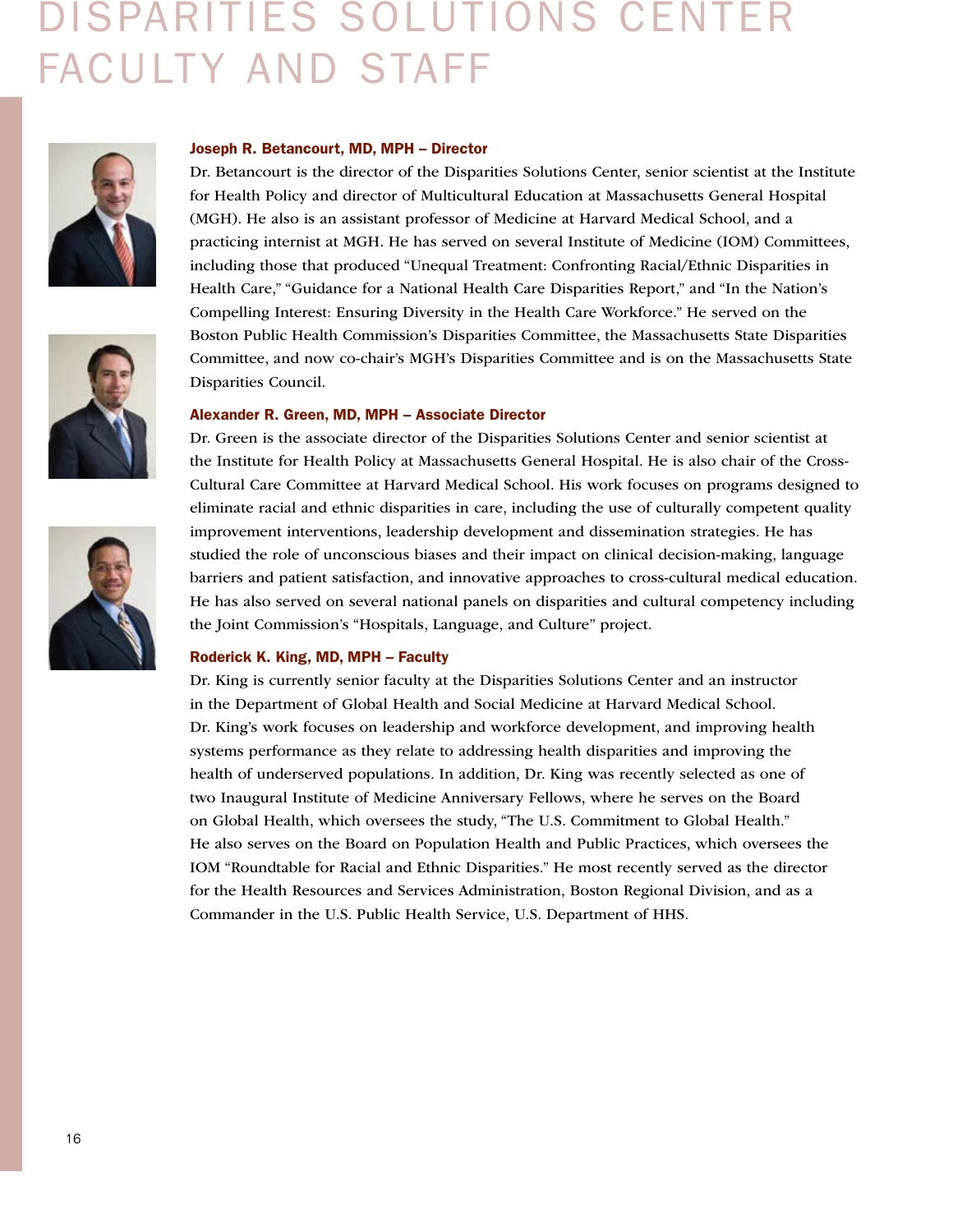# DISPARITIES SOLUTIONS CENTER FACULTY AND STAFF

### Joseph R. Betancourt, MD, MPH – Director

Dr. Betancourt is the director of the Disparities Solutions Center, senior scientist at the Institute for Health Policy and director of Multicultural Education at Massachusetts General Hospital (MGH). He also is an assistant professor of Medicine at Harvard Medical School, and a practicing internist at MGH. He has served on several Institute of Medicine (IOM) Committees, including those that produced "Unequal Treatment: Confronting Racial/Ethnic Disparities in Health Care," "Guidance for a National Health Care Disparities Report," and "In the Nation's Compelling Interest: Ensuring Diversity in the Health Care Workforce." He served on the Boston Public Health Commission's Disparities Committee, the Massachusetts State Disparities Committee, and now co-chair's MGH's Disparities Committee and is on the Massachusetts State Disparities Council.

### Alexander R. Green, MD, MPH – Associate Director

Dr. Green is the associate director of the Disparities Solutions Center and senior scientist at the Institute for Health Policy at Massachusetts General Hospital. He is also chair of the Cross-Cultural Care Committee at Harvard Medical School. His work focuses on programs designed to eliminate racial and ethnic disparities in care, including the use of culturally competent quality improvement interventions, leadership development and dissemination strategies. He has studied the role of unconscious biases and their impact on clinical decision-making, language barriers and patient satisfaction, and innovative approaches to cross-cultural medical education. He has also served on several national panels on disparities and cultural competency including the Joint Commission's "Hospitals, Language, and Culture" project.

### Roderick K. King, MD, MPH – Faculty

Dr. King is currently senior faculty at the Disparities Solutions Center and an instructor in the Department of Global Health and Social Medicine at Harvard Medical School. Dr. King's work focuses on leadership and workforce development, and improving health systems performance as they relate to addressing health disparities and improving the health of underserved populations. In addition, Dr. King was recently selected as one of two Inaugural Institute of Medicine Anniversary Fellows, where he serves on the Board on Global Health, which oversees the study, "The U.S. Commitment to Global Health." He also serves on the Board on Population Health and Public Practices, which oversees the IOM "Roundtable for Racial and Ethnic Disparities." He most recently served as the director for the Health Resources and Services Administration, Boston Regional Division, and as a Commander in the U.S. Public Health Service, U.S. Department of HHS.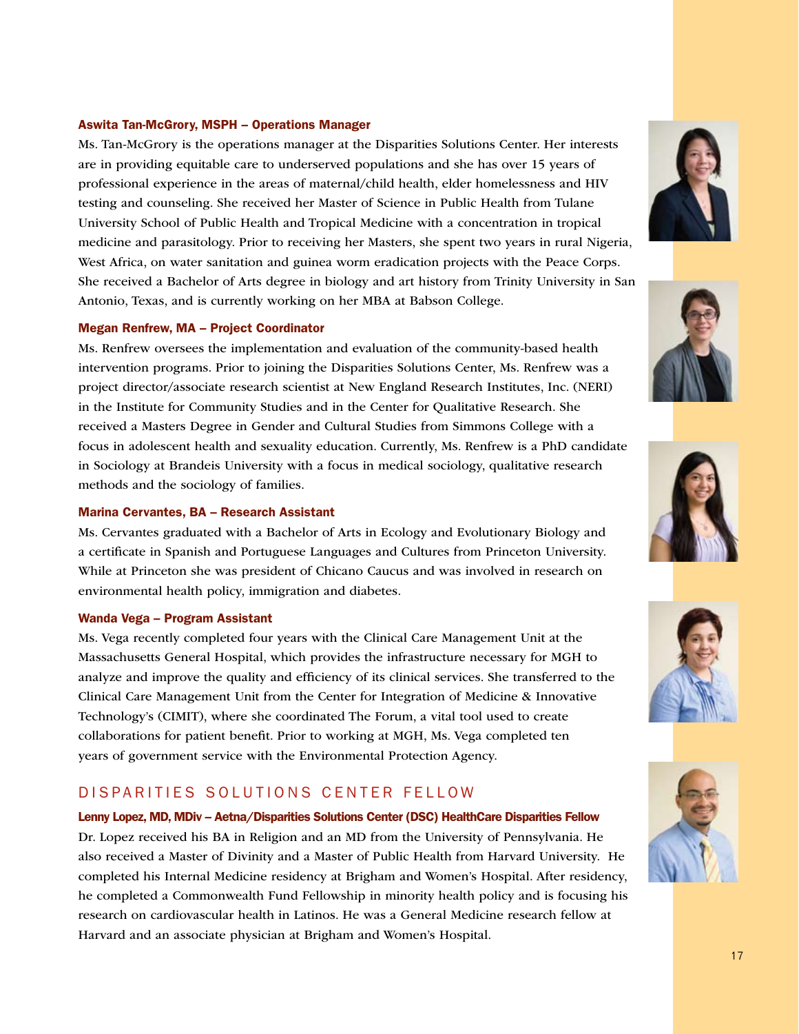**Aswita Tan-McGrory, MSPH – Operations Manager**

Ms. Tan-McGrory is the operations manager at the Disparities Solutions Center. Her interests are in providing equitable care to underserved populations and she has over 15 years of professional experience in the areas of maternal/child health, elder homelessness and HIV testing and counseling. She received her Master of Science in Public Health from Tulane University School of Public Health and Tropical Medicine with a concentration in tropical medicine and parasitology. Prior to receiving her Masters, she spent two years in rural Nigeria, West Africa, on water sanitation and guinea worm eradication projects with the Peace Corps. She received a Bachelor of Arts degree in biology and art history from Trinity University in San Antonio, Texas, and is currently working on her MBA at Babson College.

**Megan Renfrew, MA – Project Coordinator**

Ms. Renfrew oversees the implementation and evaluation of the community-based health intervention programs. Prior to joining the Disparities Solutions Center, Ms. Renfrew was a project director/associate research scientist at New England Research Institutes, Inc. (NERI) in the Institute for Community Studies and in the Center for Qualitative Research. She received a Masters Degree in Gender and Cultural Studies from Simmons College with a focus in adolescent health and sexuality education. Currently, Ms. Renfrew is a PhD candidate in Sociology at Brandeis University with a focus in medical sociology, qualitative research methods and the sociology of families.

**Marina Cervantes, BA – Research Assistant**

Ms. Cervantes graduated with a Bachelor of Arts in Ecology and Evolutionary Biology and a certificate in Spanish and Portuguese Languages and Cultures from Princeton University. While at Princeton she was president of Chicano Caucus and was involved in research on environmental health policy, immigration and diabetes.

**Wanda Vega – Program Assistant**

Ms. Vega recently completed four years with the Clinical Care Management Unit at the Massachusetts General Hospital, which provides the infrastructure necessary for MGH to analyze and improve the quality and efficiency of its clinical services. She transferred to the Clinical Care Management Unit from the Center for Integration of Medicine & Innovative Technology's (CIMIT), where she coordinated The Forum, a vital tool used to create collaborations for patient benefit. Prior to working at MGH, Ms. Vega completed ten years of government service with the Environmental Protection Agency.

## DISPARITIES SOLUTIONS CENTER FELLOW

**Lenny Lopez, MD, MDiv – Aetna/Disparities Solutions Center (DSC) HealthCare Disparities Fellow**

Dr. Lopez received his BA in Religion and an MD from the University of Pennsylvania. He also received a Master of Divinity and a Master of Public Health from Harvard University. He completed his Internal Medicine residency at Brigham and Women's Hospital. After residency, he completed a Commonwealth Fund Fellowship in minority health policy and is focusing his research on cardiovascular health in Latinos. He was a General Medicine research fellow at Harvard and an associate physician at Brigham and Women's Hospital.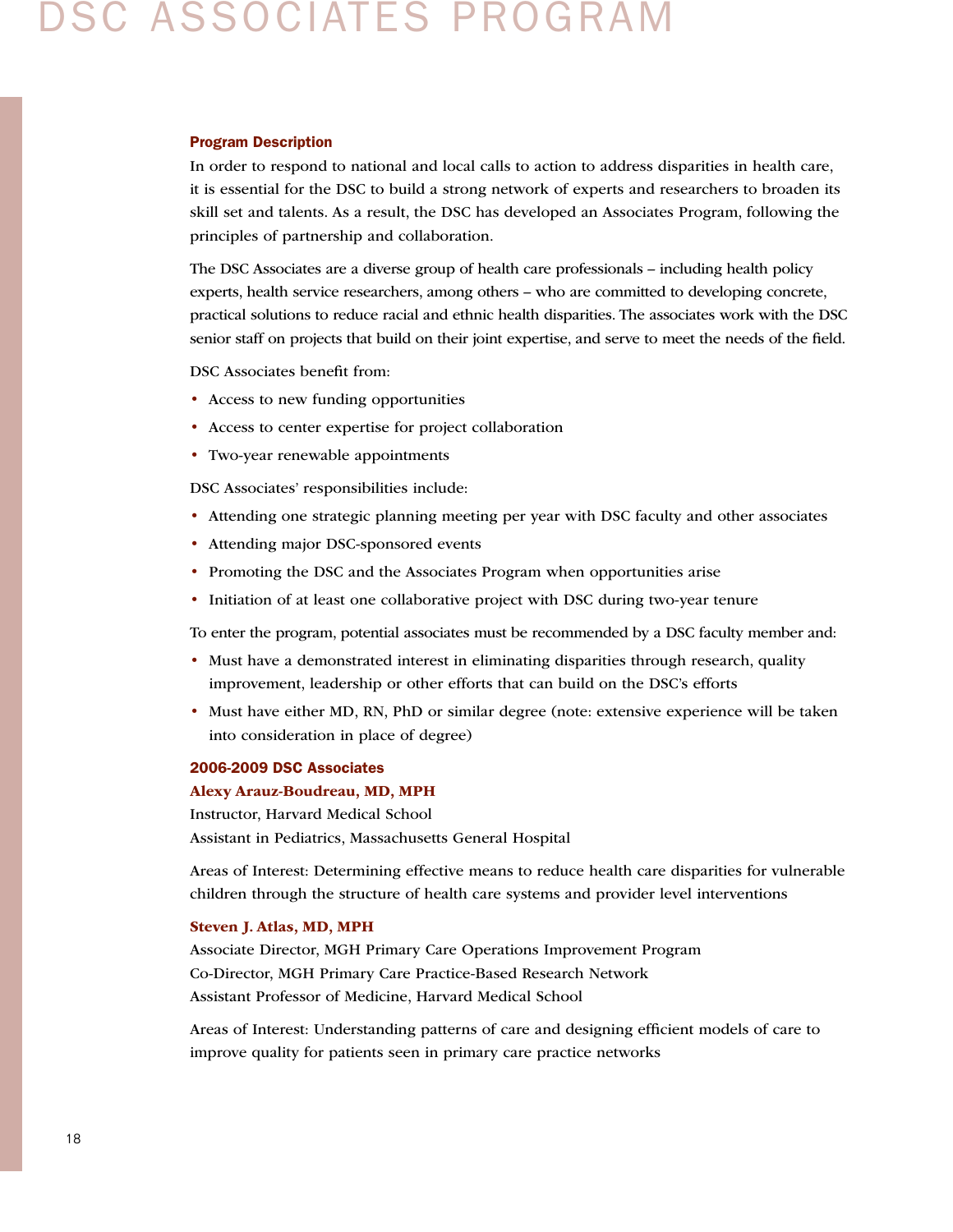# DSC ASSOCIATES PROGRAM

### Program Description

In order to respond to national and local calls to action to address disparities in health care, it is essential for the DSC to build a strong network of experts and researchers to broaden its skill set and talents. As a result, the DSC has developed an Associates Program, following the principles of partnership and collaboration.

The DSC Associates are a diverse group of health care professionals – including health policy experts, health service researchers, among others – who are committed to developing concrete, practical solutions to reduce racial and ethnic health disparities. The associates work with the DSC senior staff on projects that build on their joint expertise, and serve to meet the needs of the field.

DSC Associates benefit from:

- Access to new funding opportunities
- Access to center expertise for project collaboration
- Two-year renewable appointments

DSC Associates' responsibilities include:

- Attending one strategic planning meeting per year with DSC faculty and other associates
- Attending major DSC-sponsored events
- Promoting the DSC and the Associates Program when opportunities arise
- Initiation of at least one collaborative project with DSC during two-year tenure

To enter the program, potential associates must be recommended by a DSC faculty member and:

- Must have a demonstrated interest in eliminating disparities through research, quality improvement, leadership or other efforts that can build on the DSC's efforts
- Must have either MD, RN, PhD or similar degree (note: extensive experience will be taken into consideration in place of degree)

### 2006-2009 DSC Associates

**Alexy Arauz-Boudreau, MD, MPH**
Instructor, Harvard Medical School
Assistant in Pediatrics, Massachusetts General Hospital

Areas of Interest: Determining effective means to reduce health care disparities for vulnerable children through the structure of health care systems and provider level interventions

**Steven J. Atlas, MD, MPH**
Associate Director, MGH Primary Care Operations Improvement Program
Co-Director, MGH Primary Care Practice-Based Research Network
Assistant Professor of Medicine, Harvard Medical School

Areas of Interest: Understanding patterns of care and designing efficient models of care to improve quality for patients seen in primary care practice networks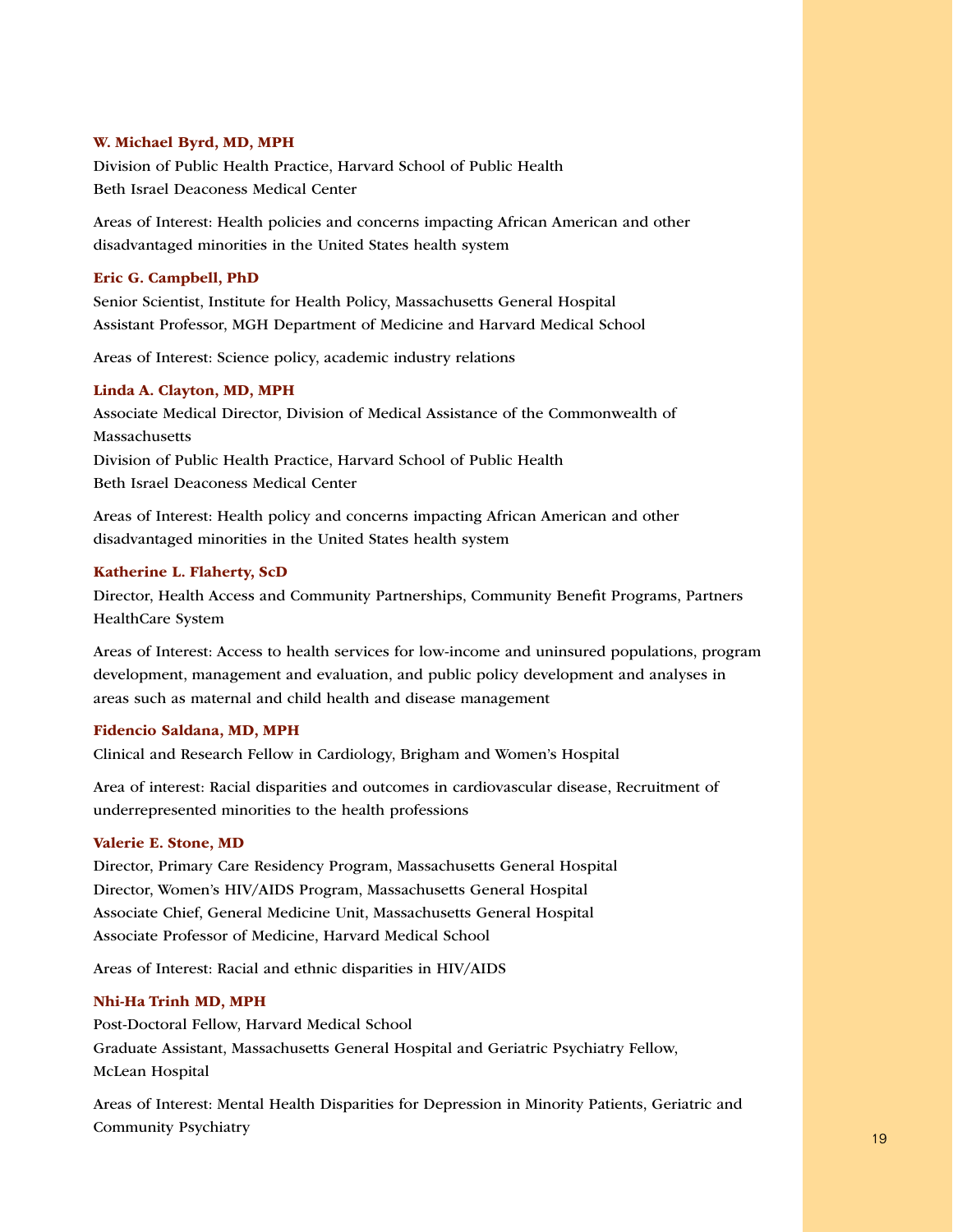**W. Michael Byrd, MD, MPH**

Division of Public Health Practice, Harvard School of Public Health
Beth Israel Deaconess Medical Center

Areas of Interest: Health policies and concerns impacting African American and other disadvantaged minorities in the United States health system

**Eric G. Campbell, PhD**

Senior Scientist, Institute for Health Policy, Massachusetts General Hospital
Assistant Professor, MGH Department of Medicine and Harvard Medical School

Areas of Interest: Science policy, academic industry relations

**Linda A. Clayton, MD, MPH**

Associate Medical Director, Division of Medical Assistance of the Commonwealth of Massachusetts
Division of Public Health Practice, Harvard School of Public Health
Beth Israel Deaconess Medical Center

Areas of Interest: Health policy and concerns impacting African American and other disadvantaged minorities in the United States health system

**Katherine L. Flaherty, ScD**

Director, Health Access and Community Partnerships, Community Benefit Programs, Partners HealthCare System

Areas of Interest: Access to health services for low-income and uninsured populations, program development, management and evaluation, and public policy development and analyses in areas such as maternal and child health and disease management

**Fidencio Saldana, MD, MPH**

Clinical and Research Fellow in Cardiology, Brigham and Women's Hospital

Area of interest: Racial disparities and outcomes in cardiovascular disease, Recruitment of underrepresented minorities to the health professions

**Valerie E. Stone, MD**

Director, Primary Care Residency Program, Massachusetts General Hospital
Director, Women's HIV/AIDS Program, Massachusetts General Hospital
Associate Chief, General Medicine Unit, Massachusetts General Hospital
Associate Professor of Medicine, Harvard Medical School

Areas of Interest: Racial and ethnic disparities in HIV/AIDS

**Nhi-Ha Trinh MD, MPH**

Post-Doctoral Fellow, Harvard Medical School
Graduate Assistant, Massachusetts General Hospital and Geriatric Psychiatry Fellow, McLean Hospital

Areas of Interest: Mental Health Disparities for Depression in Minority Patients, Geriatric and Community Psychiatry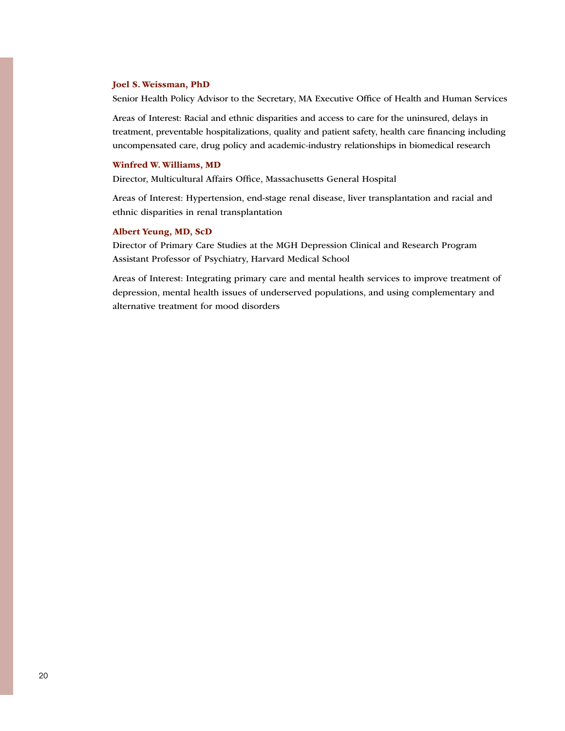**Joel S. Weissman, PhD**

Senior Health Policy Advisor to the Secretary, MA Executive Office of Health and Human Services

Areas of Interest: Racial and ethnic disparities and access to care for the uninsured, delays in treatment, preventable hospitalizations, quality and patient safety, health care financing including uncompensated care, drug policy and academic-industry relationships in biomedical research

**Winfred W. Williams, MD**

Director, Multicultural Affairs Office, Massachusetts General Hospital

Areas of Interest: Hypertension, end-stage renal disease, liver transplantation and racial and ethnic disparities in renal transplantation

**Albert Yeung, MD, ScD**

Director of Primary Care Studies at the MGH Depression Clinical and Research Program
Assistant Professor of Psychiatry, Harvard Medical School

Areas of Interest: Integrating primary care and mental health services to improve treatment of depression, mental health issues of underserved populations, and using complementary and alternative treatment for mood disorders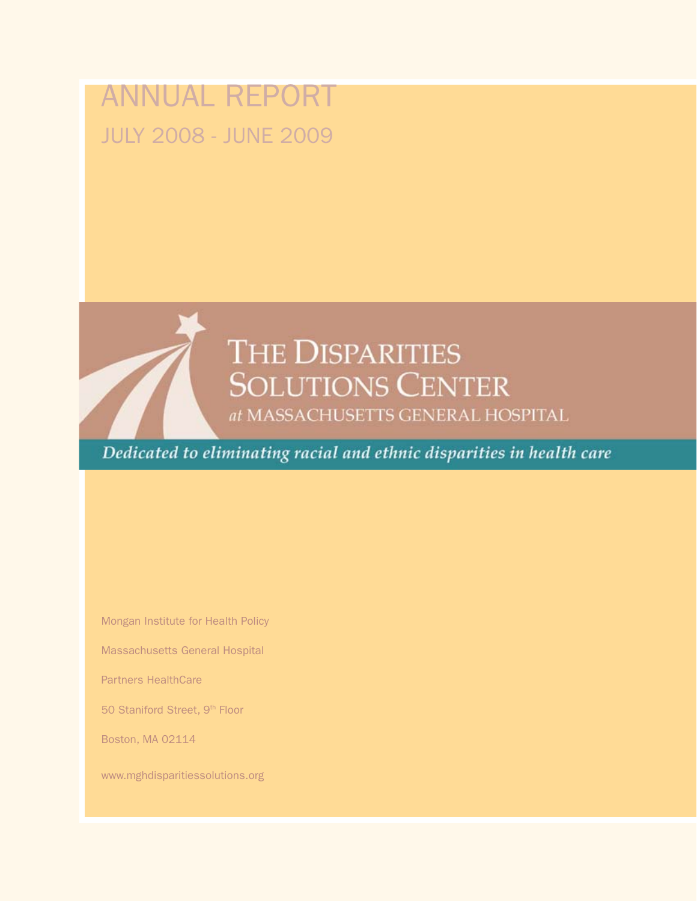# ANNUAL REPORT

## JULY 2008 - JUNE 2009

# THE DISPARITIES SOLUTIONS CENTER

*at* MASSACHUSETTS GENERAL HOSPITAL

*Dedicated to eliminating racial and ethnic disparities in health care*

Mongan Institute for Health Policy

Massachusetts General Hospital

Partners HealthCare

50 Staniford Street, 9th Floor

Boston, MA 02114

www.mghdisparitiessolutions.org